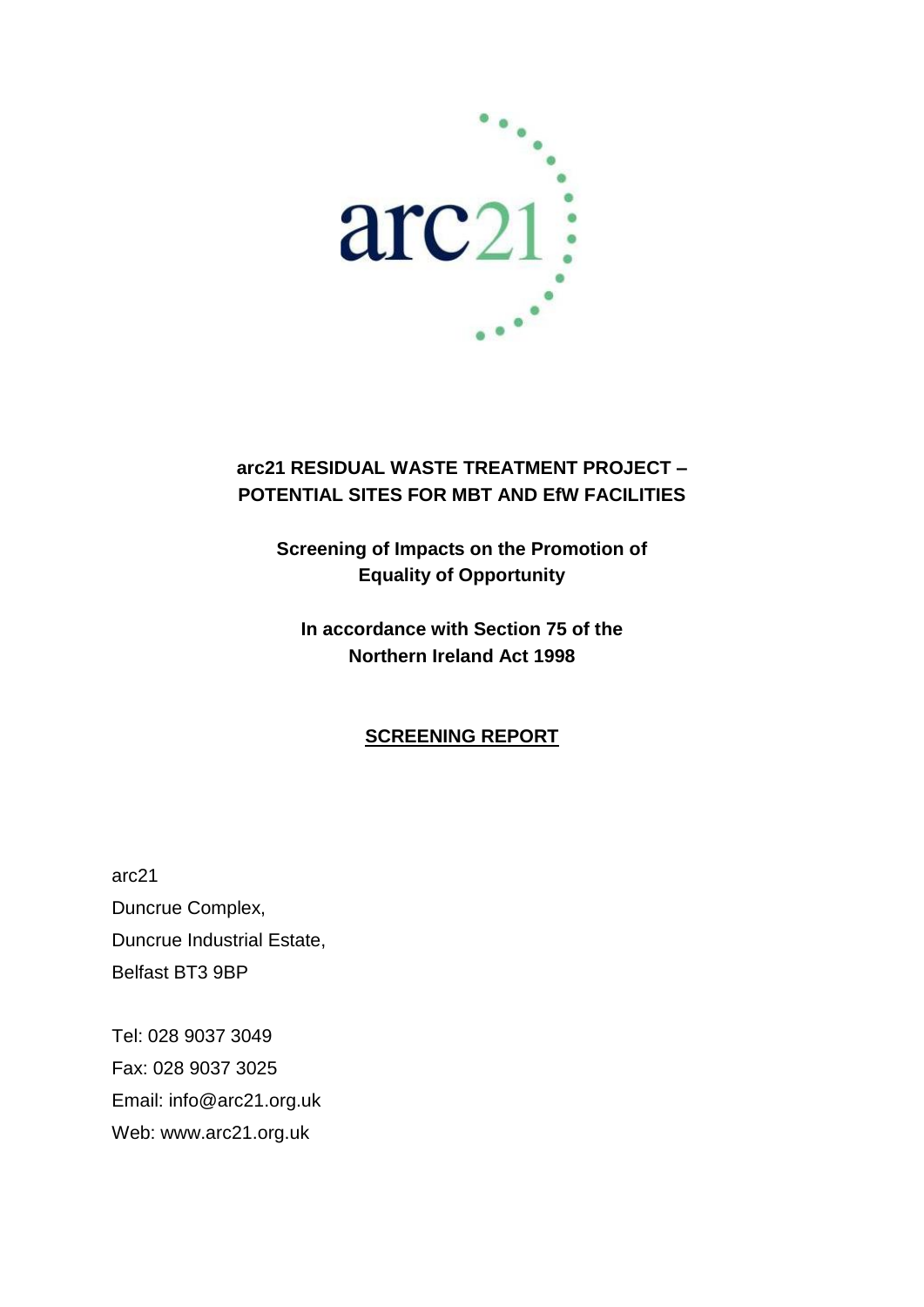arc21

**arc21 RESIDUAL WASTE TREATMENT PROJECT – POTENTIAL SITES FOR MBT AND EfW FACILITIES**

**Screening of Impacts on the Promotion of Equality of Opportunity**

**In accordance with Section 75 of the Northern Ireland Act 1998**

**SCREENING REPORT**

arc21
Duncrue Complex,
Duncrue Industrial Estate,
Belfast BT3 9BP

Tel: 028 9037 3049
Fax: 028 9037 3025
Email: info@arc21.org.uk
Web: www.arc21.org.uk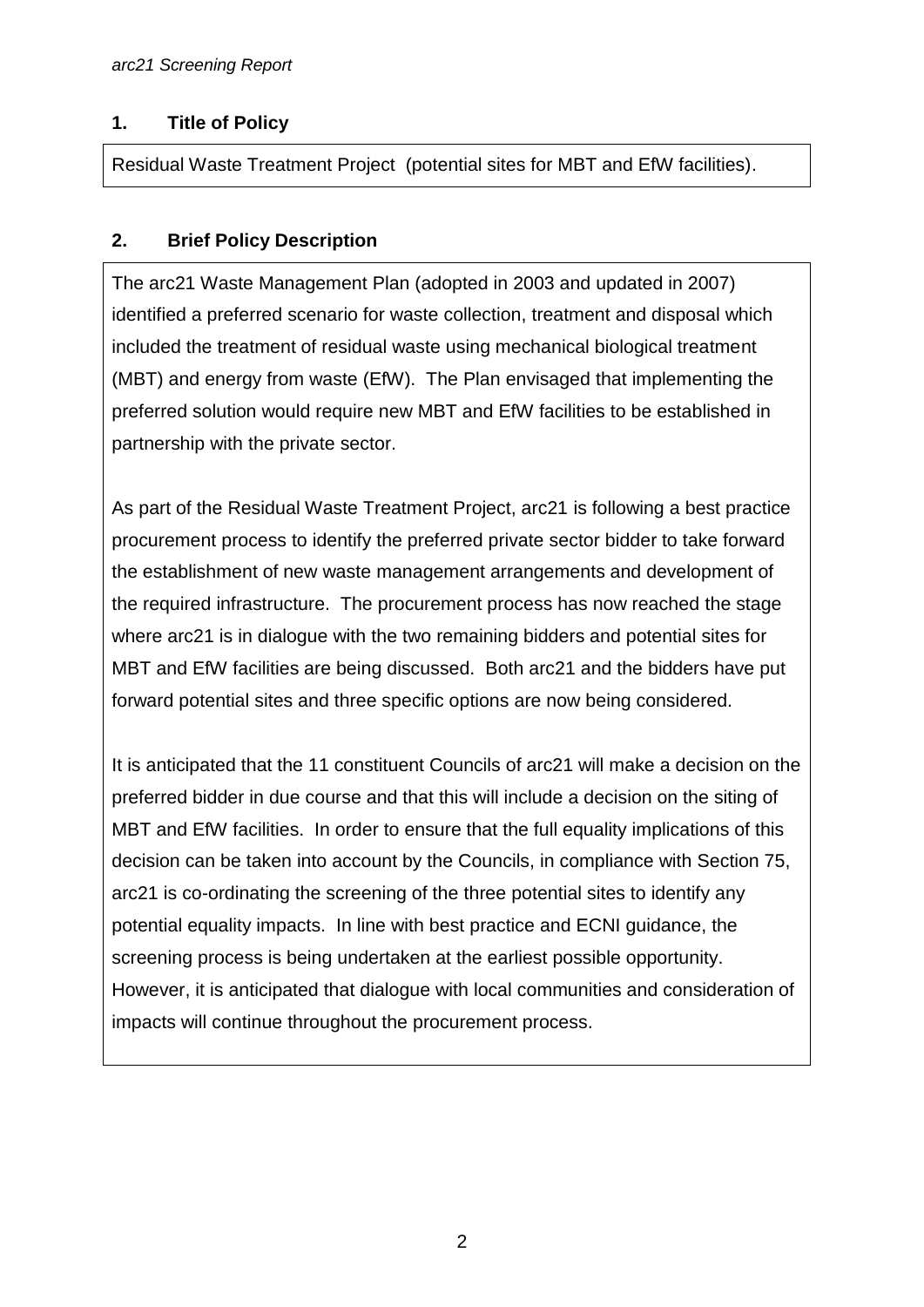## 1. Title of Policy

Residual Waste Treatment Project (potential sites for MBT and EfW facilities).

## 2. Brief Policy Description

The arc21 Waste Management Plan (adopted in 2003 and updated in 2007) identified a preferred scenario for waste collection, treatment and disposal which included the treatment of residual waste using mechanical biological treatment (MBT) and energy from waste (EfW). The Plan envisaged that implementing the preferred solution would require new MBT and EfW facilities to be established in partnership with the private sector.

As part of the Residual Waste Treatment Project, arc21 is following a best practice procurement process to identify the preferred private sector bidder to take forward the establishment of new waste management arrangements and development of the required infrastructure. The procurement process has now reached the stage where arc21 is in dialogue with the two remaining bidders and potential sites for MBT and EfW facilities are being discussed. Both arc21 and the bidders have put forward potential sites and three specific options are now being considered.

It is anticipated that the 11 constituent Councils of arc21 will make a decision on the preferred bidder in due course and that this will include a decision on the siting of MBT and EfW facilities. In order to ensure that the full equality implications of this decision can be taken into account by the Councils, in compliance with Section 75, arc21 is co-ordinating the screening of the three potential sites to identify any potential equality impacts. In line with best practice and ECNI guidance, the screening process is being undertaken at the earliest possible opportunity. However, it is anticipated that dialogue with local communities and consideration of impacts will continue throughout the procurement process.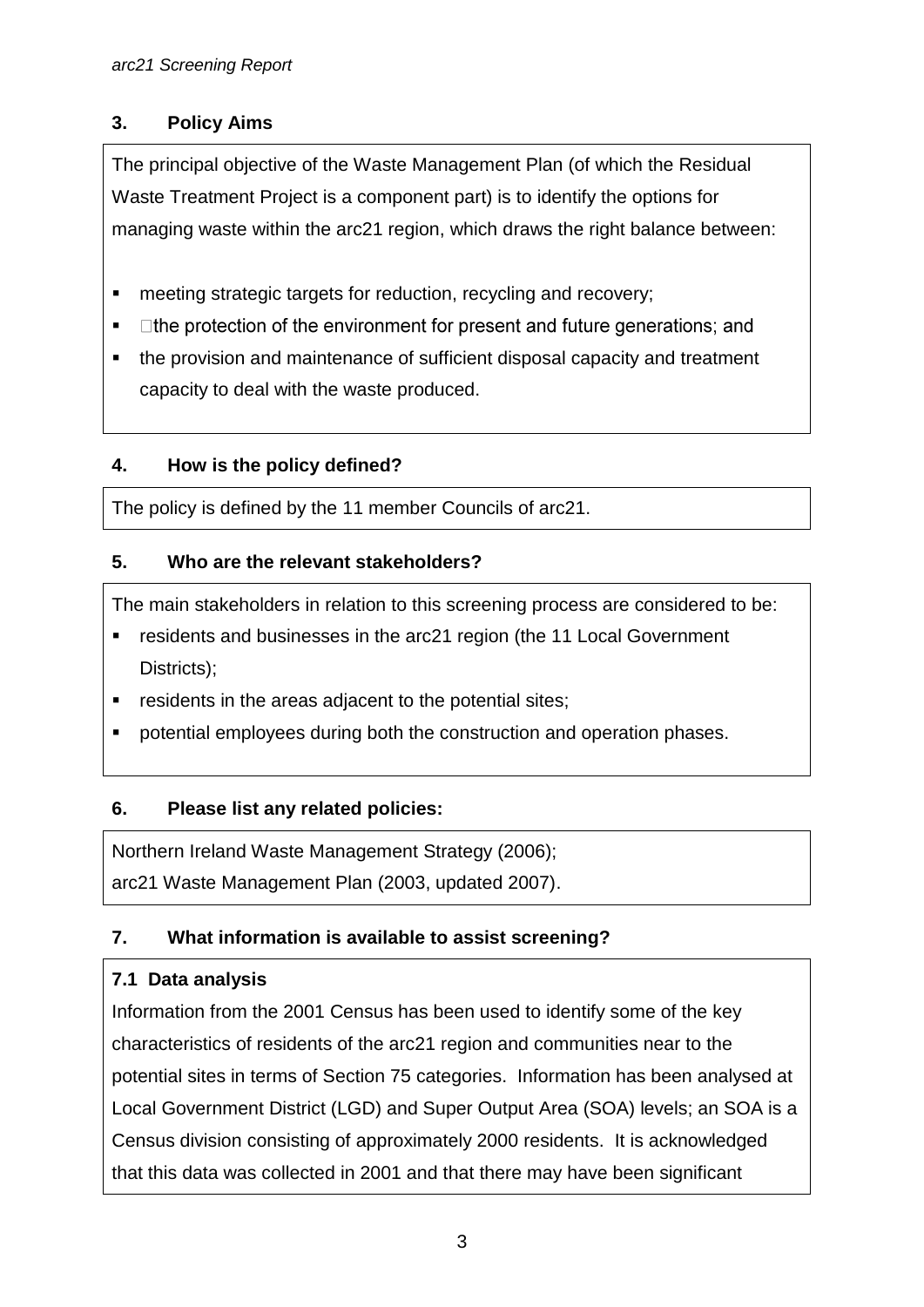## 3. Policy Aims

The principal objective of the Waste Management Plan (of which the Residual Waste Treatment Project is a component part) is to identify the options for managing waste within the arc21 region, which draws the right balance between:

- meeting strategic targets for reduction, recycling and recovery;
- the protection of the environment for present and future generations; and
- the provision and maintenance of sufficient disposal capacity and treatment capacity to deal with the waste produced.

## 4. How is the policy defined?

The policy is defined by the 11 member Councils of arc21.

## 5. Who are the relevant stakeholders?

The main stakeholders in relation to this screening process are considered to be:

- residents and businesses in the arc21 region (the 11 Local Government Districts);
- residents in the areas adjacent to the potential sites;
- potential employees during both the construction and operation phases.

## 6. Please list any related policies:

Northern Ireland Waste Management Strategy (2006);
arc21 Waste Management Plan (2003, updated 2007).

## 7. What information is available to assist screening?

### 7.1 Data analysis

Information from the 2001 Census has been used to identify some of the key characteristics of residents of the arc21 region and communities near to the potential sites in terms of Section 75 categories. Information has been analysed at Local Government District (LGD) and Super Output Area (SOA) levels; an SOA is a Census division consisting of approximately 2000 residents. It is acknowledged that this data was collected in 2001 and that there may have been significant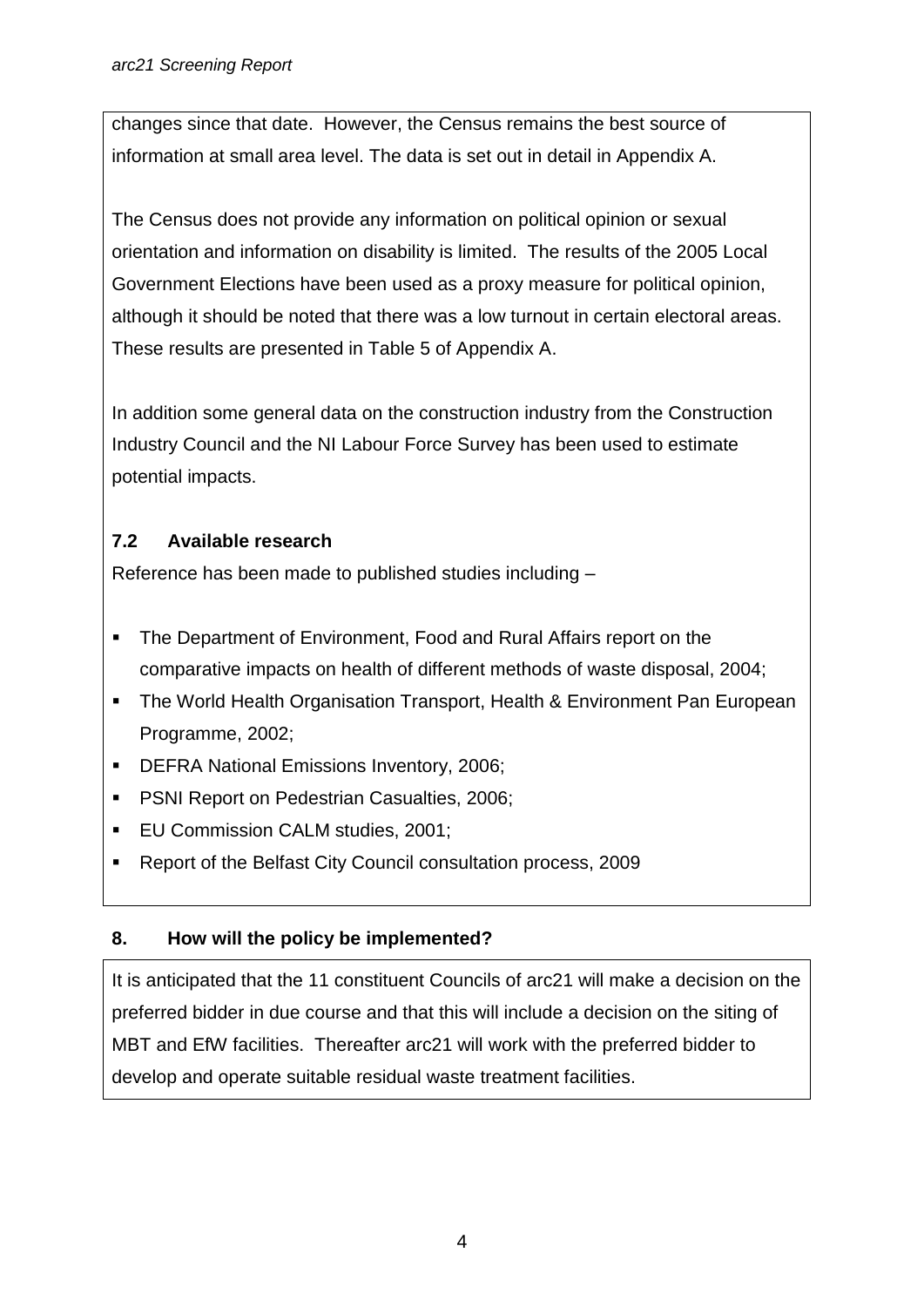changes since that date. However, the Census remains the best source of information at small area level. The data is set out in detail in Appendix A.

The Census does not provide any information on political opinion or sexual orientation and information on disability is limited. The results of the 2005 Local Government Elections have been used as a proxy measure for political opinion, although it should be noted that there was a low turnout in certain electoral areas. These results are presented in Table 5 of Appendix A.

In addition some general data on the construction industry from the Construction Industry Council and the NI Labour Force Survey has been used to estimate potential impacts.

### 7.2 Available research

Reference has been made to published studies including –

- The Department of Environment, Food and Rural Affairs report on the comparative impacts on health of different methods of waste disposal, 2004;
- The World Health Organisation Transport, Health & Environment Pan European Programme, 2002;
- DEFRA National Emissions Inventory, 2006;
- PSNI Report on Pedestrian Casualties, 2006;
- EU Commission CALM studies, 2001;
- Report of the Belfast City Council consultation process, 2009

## 8. How will the policy be implemented?

It is anticipated that the 11 constituent Councils of arc21 will make a decision on the preferred bidder in due course and that this will include a decision on the siting of MBT and EfW facilities. Thereafter arc21 will work with the preferred bidder to develop and operate suitable residual waste treatment facilities.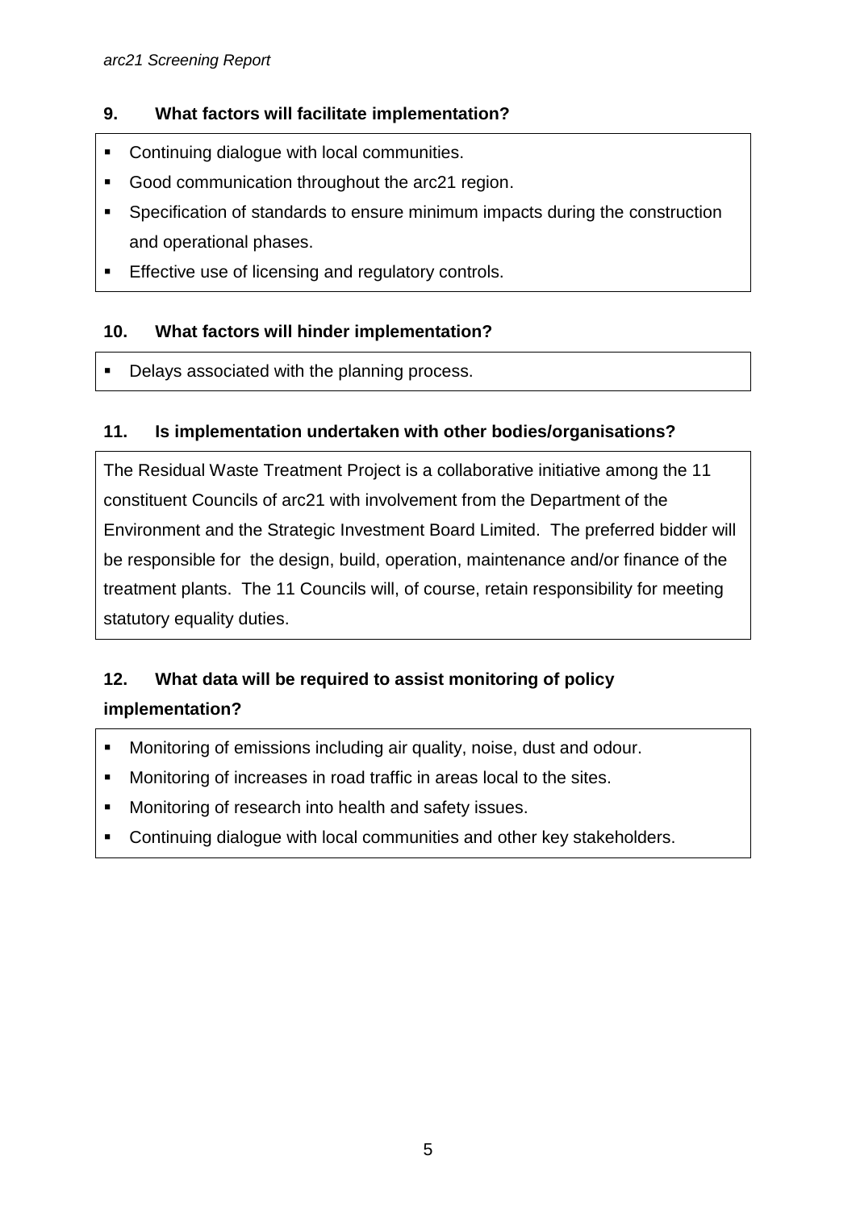### 9. What factors will facilitate implementation?

- Continuing dialogue with local communities.
- Good communication throughout the arc21 region.
- Specification of standards to ensure minimum impacts during the construction and operational phases.
- Effective use of licensing and regulatory controls.

### 10. What factors will hinder implementation?

- Delays associated with the planning process.

### 11. Is implementation undertaken with other bodies/organisations?

The Residual Waste Treatment Project is a collaborative initiative among the 11 constituent Councils of arc21 with involvement from the Department of the Environment and the Strategic Investment Board Limited. The preferred bidder will be responsible for the design, build, operation, maintenance and/or finance of the treatment plants. The 11 Councils will, of course, retain responsibility for meeting statutory equality duties.

### 12. What data will be required to assist monitoring of policy implementation?

- Monitoring of emissions including air quality, noise, dust and odour.
- Monitoring of increases in road traffic in areas local to the sites.
- Monitoring of research into health and safety issues.
- Continuing dialogue with local communities and other key stakeholders.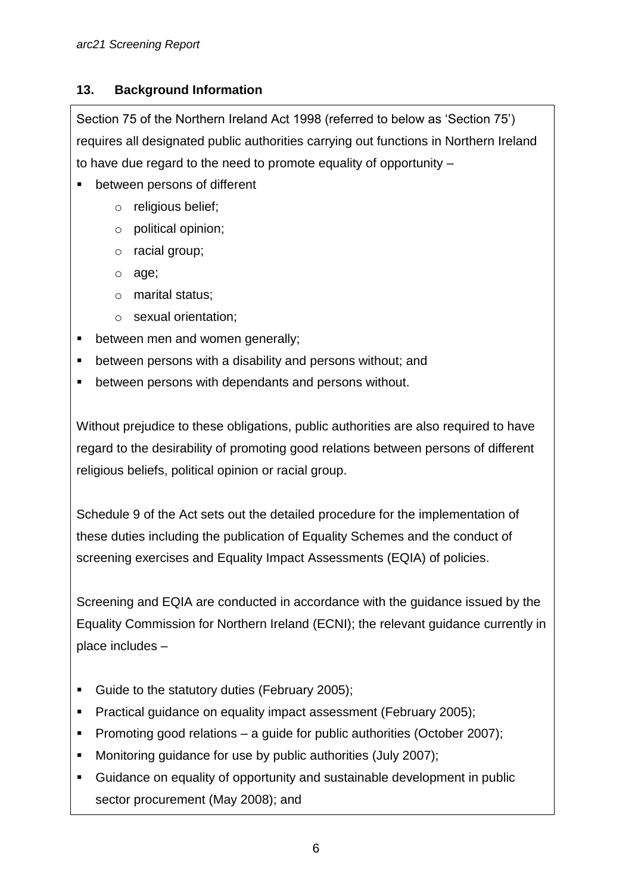## 13. Background Information

Section 75 of the Northern Ireland Act 1998 (referred to below as 'Section 75') requires all designated public authorities carrying out functions in Northern Ireland to have due regard to the need to promote equality of opportunity –

- between persons of different
  - religious belief;
  - political opinion;
  - racial group;
  - age;
  - marital status;
  - sexual orientation;
- between men and women generally;
- between persons with a disability and persons without; and
- between persons with dependants and persons without.

Without prejudice to these obligations, public authorities are also required to have regard to the desirability of promoting good relations between persons of different religious beliefs, political opinion or racial group.

Schedule 9 of the Act sets out the detailed procedure for the implementation of these duties including the publication of Equality Schemes and the conduct of screening exercises and Equality Impact Assessments (EQIA) of policies.

Screening and EQIA are conducted in accordance with the guidance issued by the Equality Commission for Northern Ireland (ECNI); the relevant guidance currently in place includes –

- Guide to the statutory duties (February 2005);
- Practical guidance on equality impact assessment (February 2005);
- Promoting good relations – a guide for public authorities (October 2007);
- Monitoring guidance for use by public authorities (July 2007);
- Guidance on equality of opportunity and sustainable development in public sector procurement (May 2008); and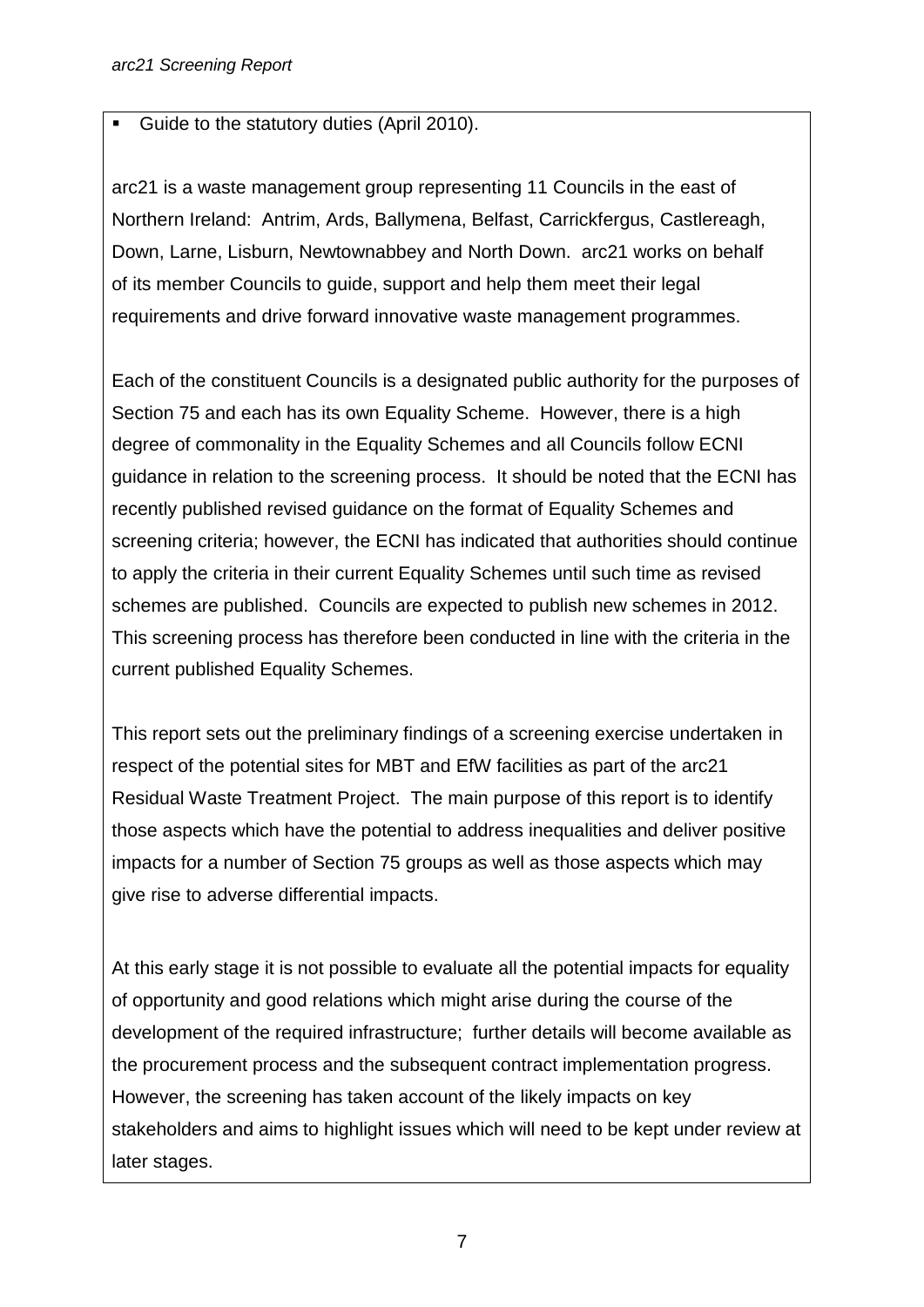- Guide to the statutory duties (April 2010).

arc21 is a waste management group representing 11 Councils in the east of Northern Ireland: Antrim, Ards, Ballymena, Belfast, Carrickfergus, Castlereagh, Down, Larne, Lisburn, Newtownabbey and North Down. arc21 works on behalf of its member Councils to guide, support and help them meet their legal requirements and drive forward innovative waste management programmes.

Each of the constituent Councils is a designated public authority for the purposes of Section 75 and each has its own Equality Scheme. However, there is a high degree of commonality in the Equality Schemes and all Councils follow ECNI guidance in relation to the screening process. It should be noted that the ECNI has recently published revised guidance on the format of Equality Schemes and screening criteria; however, the ECNI has indicated that authorities should continue to apply the criteria in their current Equality Schemes until such time as revised schemes are published. Councils are expected to publish new schemes in 2012. This screening process has therefore been conducted in line with the criteria in the current published Equality Schemes.

This report sets out the preliminary findings of a screening exercise undertaken in respect of the potential sites for MBT and EfW facilities as part of the arc21 Residual Waste Treatment Project. The main purpose of this report is to identify those aspects which have the potential to address inequalities and deliver positive impacts for a number of Section 75 groups as well as those aspects which may give rise to adverse differential impacts.

At this early stage it is not possible to evaluate all the potential impacts for equality of opportunity and good relations which might arise during the course of the development of the required infrastructure; further details will become available as the procurement process and the subsequent contract implementation progress. However, the screening has taken account of the likely impacts on key stakeholders and aims to highlight issues which will need to be kept under review at later stages.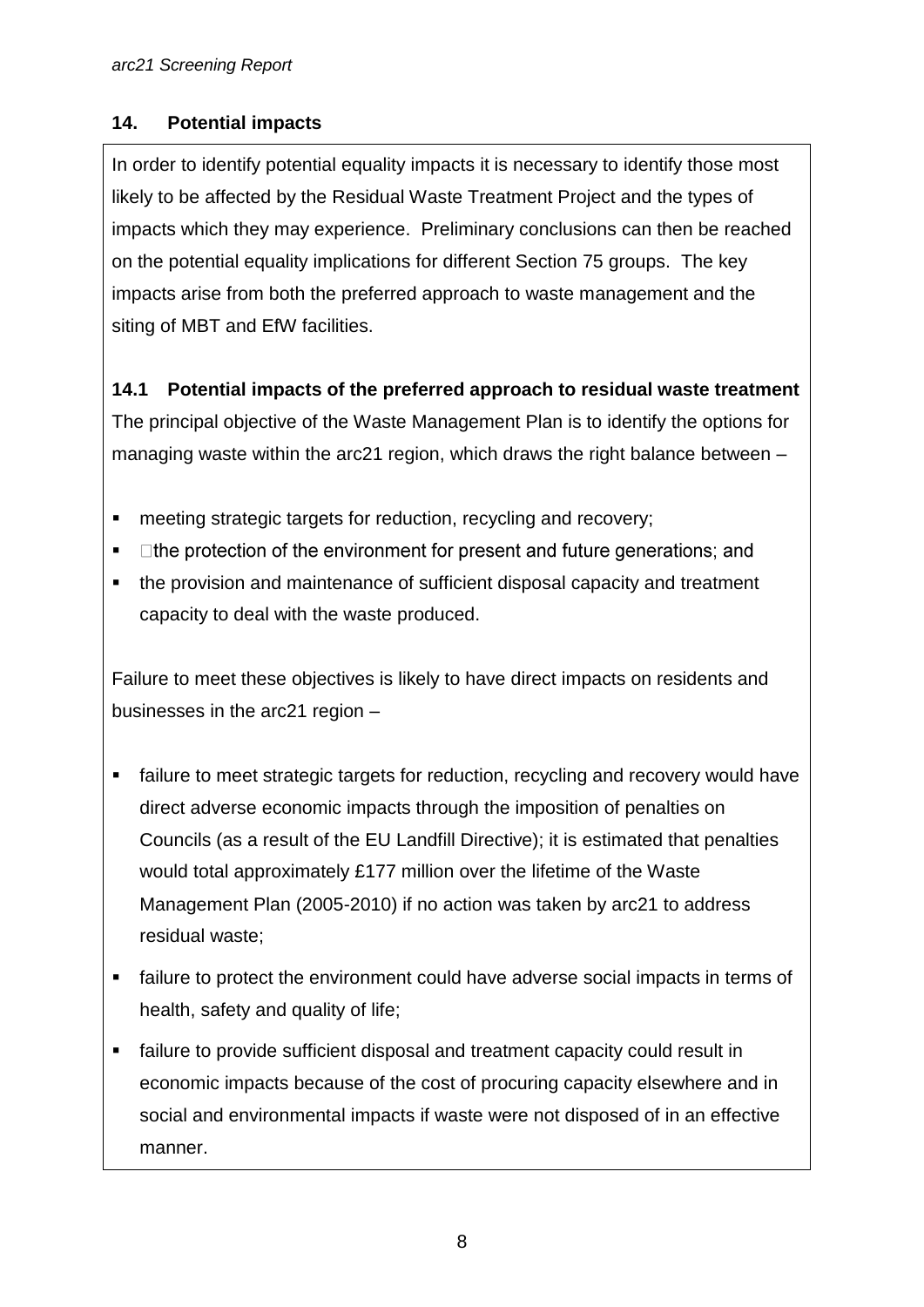## 14. Potential impacts

In order to identify potential equality impacts it is necessary to identify those most likely to be affected by the Residual Waste Treatment Project and the types of impacts which they may experience. Preliminary conclusions can then be reached on the potential equality implications for different Section 75 groups. The key impacts arise from both the preferred approach to waste management and the siting of MBT and EfW facilities.

### 14.1 Potential impacts of the preferred approach to residual waste treatment

The principal objective of the Waste Management Plan is to identify the options for managing waste within the arc21 region, which draws the right balance between –

- meeting strategic targets for reduction, recycling and recovery;
- the protection of the environment for present and future generations; and
- the provision and maintenance of sufficient disposal capacity and treatment capacity to deal with the waste produced.

Failure to meet these objectives is likely to have direct impacts on residents and businesses in the arc21 region –

- failure to meet strategic targets for reduction, recycling and recovery would have direct adverse economic impacts through the imposition of penalties on Councils (as a result of the EU Landfill Directive); it is estimated that penalties would total approximately £177 million over the lifetime of the Waste Management Plan (2005-2010) if no action was taken by arc21 to address residual waste;
- failure to protect the environment could have adverse social impacts in terms of health, safety and quality of life;
- failure to provide sufficient disposal and treatment capacity could result in economic impacts because of the cost of procuring capacity elsewhere and in social and environmental impacts if waste were not disposed of in an effective manner.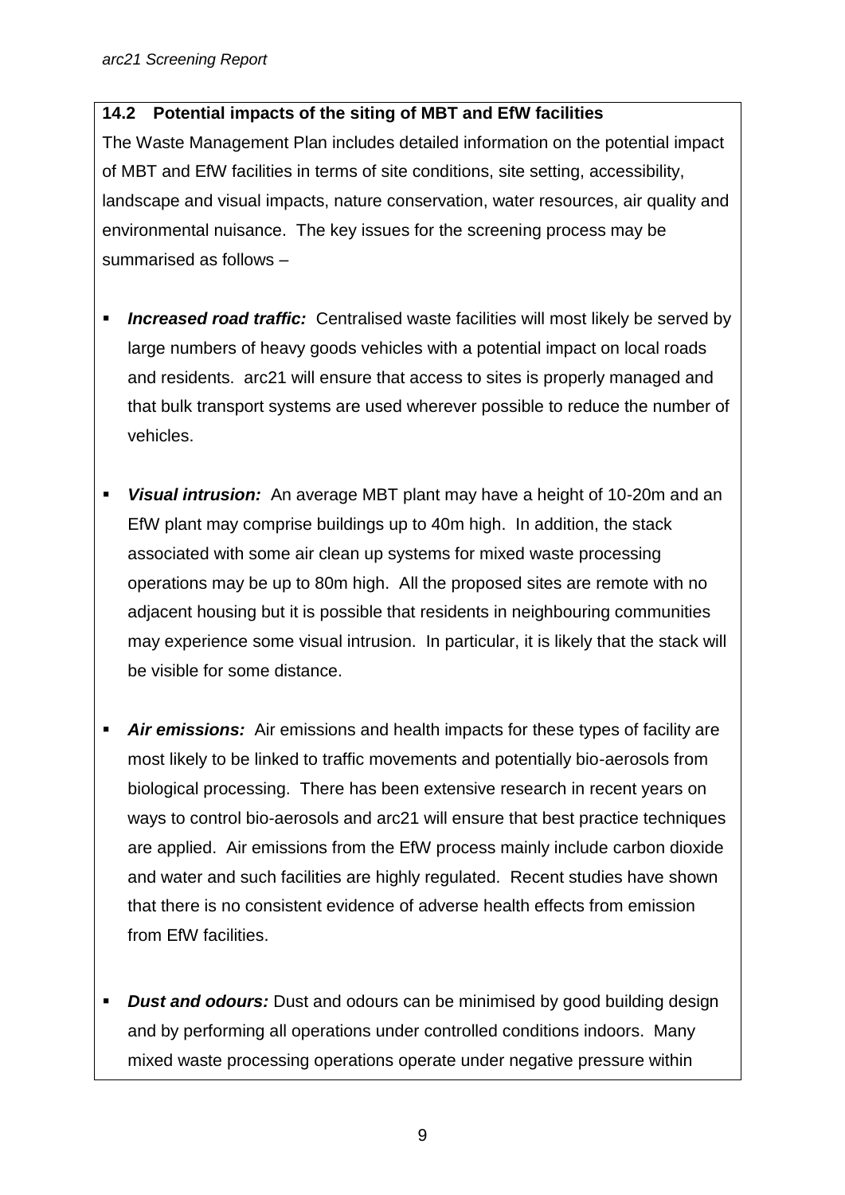## 14.2 Potential impacts of the siting of MBT and EfW facilities

The Waste Management Plan includes detailed information on the potential impact of MBT and EfW facilities in terms of site conditions, site setting, accessibility, landscape and visual impacts, nature conservation, water resources, air quality and environmental nuisance. The key issues for the screening process may be summarised as follows –

- ***Increased road traffic:*** Centralised waste facilities will most likely be served by large numbers of heavy goods vehicles with a potential impact on local roads and residents. arc21 will ensure that access to sites is properly managed and that bulk transport systems are used wherever possible to reduce the number of vehicles.

- ***Visual intrusion:*** An average MBT plant may have a height of 10-20m and an EfW plant may comprise buildings up to 40m high. In addition, the stack associated with some air clean up systems for mixed waste processing operations may be up to 80m high. All the proposed sites are remote with no adjacent housing but it is possible that residents in neighbouring communities may experience some visual intrusion. In particular, it is likely that the stack will be visible for some distance.

- ***Air emissions:*** Air emissions and health impacts for these types of facility are most likely to be linked to traffic movements and potentially bio-aerosols from biological processing. There has been extensive research in recent years on ways to control bio-aerosols and arc21 will ensure that best practice techniques are applied. Air emissions from the EfW process mainly include carbon dioxide and water and such facilities are highly regulated. Recent studies have shown that there is no consistent evidence of adverse health effects from emission from EfW facilities.

- ***Dust and odours:*** Dust and odours can be minimised by good building design and by performing all operations under controlled conditions indoors. Many mixed waste processing operations operate under negative pressure within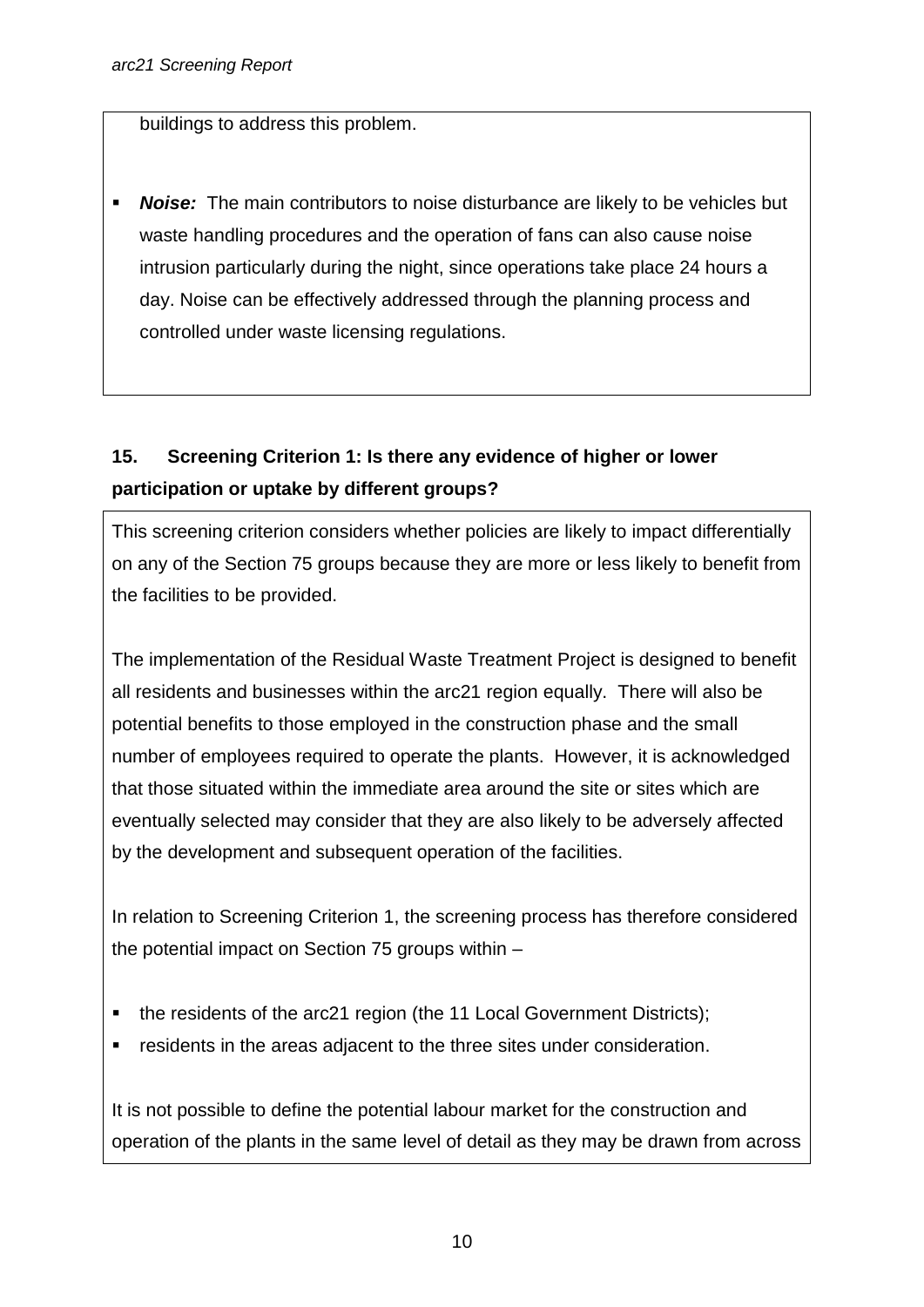buildings to address this problem.

- ***Noise:*** The main contributors to noise disturbance are likely to be vehicles but waste handling procedures and the operation of fans can also cause noise intrusion particularly during the night, since operations take place 24 hours a day. Noise can be effectively addressed through the planning process and controlled under waste licensing regulations.

## 15. Screening Criterion 1: Is there any evidence of higher or lower participation or uptake by different groups?

This screening criterion considers whether policies are likely to impact differentially on any of the Section 75 groups because they are more or less likely to benefit from the facilities to be provided.

The implementation of the Residual Waste Treatment Project is designed to benefit all residents and businesses within the arc21 region equally. There will also be potential benefits to those employed in the construction phase and the small number of employees required to operate the plants. However, it is acknowledged that those situated within the immediate area around the site or sites which are eventually selected may consider that they are also likely to be adversely affected by the development and subsequent operation of the facilities.

In relation to Screening Criterion 1, the screening process has therefore considered the potential impact on Section 75 groups within –

- the residents of the arc21 region (the 11 Local Government Districts);
- residents in the areas adjacent to the three sites under consideration.

It is not possible to define the potential labour market for the construction and operation of the plants in the same level of detail as they may be drawn from across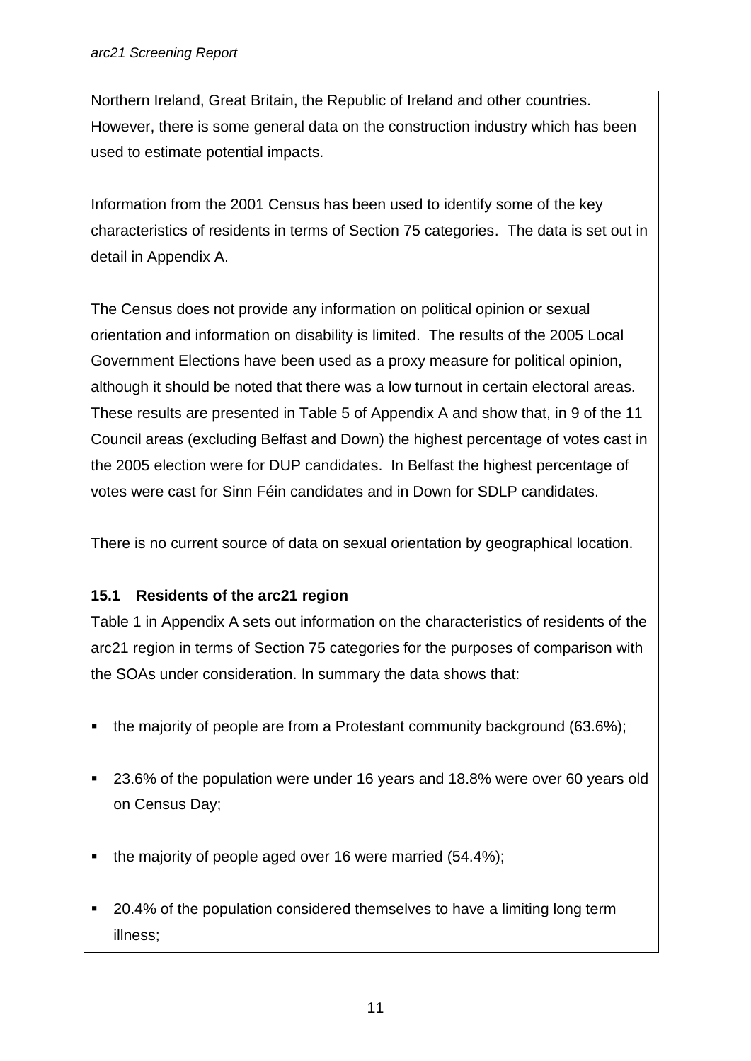Northern Ireland, Great Britain, the Republic of Ireland and other countries. However, there is some general data on the construction industry which has been used to estimate potential impacts.

Information from the 2001 Census has been used to identify some of the key characteristics of residents in terms of Section 75 categories. The data is set out in detail in Appendix A.

The Census does not provide any information on political opinion or sexual orientation and information on disability is limited. The results of the 2005 Local Government Elections have been used as a proxy measure for political opinion, although it should be noted that there was a low turnout in certain electoral areas. These results are presented in Table 5 of Appendix A and show that, in 9 of the 11 Council areas (excluding Belfast and Down) the highest percentage of votes cast in the 2005 election were for DUP candidates. In Belfast the highest percentage of votes were cast for Sinn Féin candidates and in Down for SDLP candidates.

There is no current source of data on sexual orientation by geographical location.

### 15.1 Residents of the arc21 region

Table 1 in Appendix A sets out information on the characteristics of residents of the arc21 region in terms of Section 75 categories for the purposes of comparison with the SOAs under consideration. In summary the data shows that:

- the majority of people are from a Protestant community background (63.6%);
- 23.6% of the population were under 16 years and 18.8% were over 60 years old on Census Day;
- the majority of people aged over 16 were married (54.4%);
- 20.4% of the population considered themselves to have a limiting long term illness;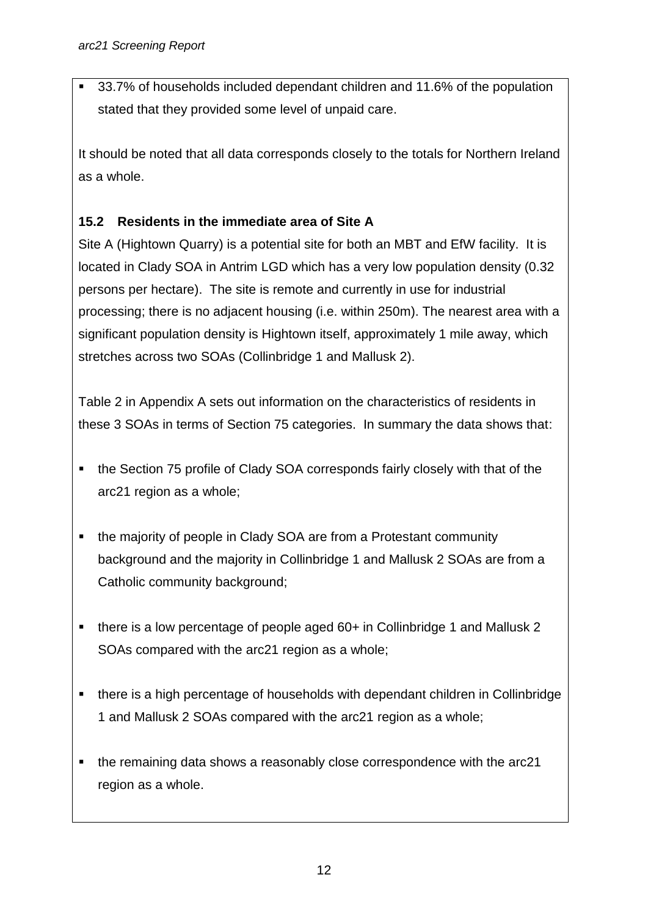- 33.7% of households included dependant children and 11.6% of the population stated that they provided some level of unpaid care.

It should be noted that all data corresponds closely to the totals for Northern Ireland as a whole.

### 15.2 Residents in the immediate area of Site A

Site A (Hightown Quarry) is a potential site for both an MBT and EfW facility. It is located in Clady SOA in Antrim LGD which has a very low population density (0.32 persons per hectare). The site is remote and currently in use for industrial processing; there is no adjacent housing (i.e. within 250m). The nearest area with a significant population density is Hightown itself, approximately 1 mile away, which stretches across two SOAs (Collinbridge 1 and Mallusk 2).

Table 2 in Appendix A sets out information on the characteristics of residents in these 3 SOAs in terms of Section 75 categories. In summary the data shows that:

- the Section 75 profile of Clady SOA corresponds fairly closely with that of the arc21 region as a whole;
- the majority of people in Clady SOA are from a Protestant community background and the majority in Collinbridge 1 and Mallusk 2 SOAs are from a Catholic community background;
- there is a low percentage of people aged 60+ in Collinbridge 1 and Mallusk 2 SOAs compared with the arc21 region as a whole;
- there is a high percentage of households with dependant children in Collinbridge 1 and Mallusk 2 SOAs compared with the arc21 region as a whole;
- the remaining data shows a reasonably close correspondence with the arc21 region as a whole.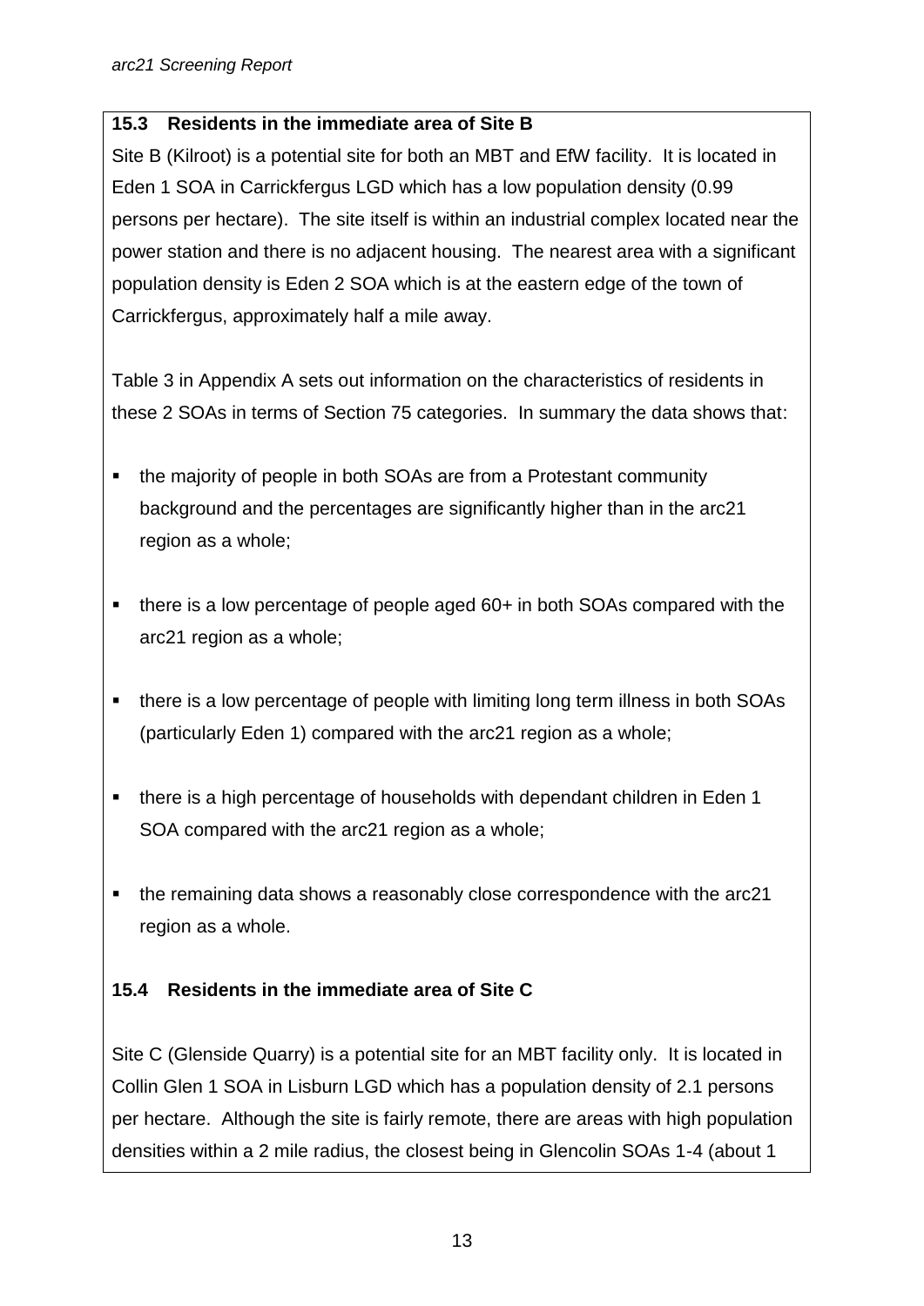## 15.3 Residents in the immediate area of Site B

Site B (Kilroot) is a potential site for both an MBT and EfW facility. It is located in Eden 1 SOA in Carrickfergus LGD which has a low population density (0.99 persons per hectare). The site itself is within an industrial complex located near the power station and there is no adjacent housing. The nearest area with a significant population density is Eden 2 SOA which is at the eastern edge of the town of Carrickfergus, approximately half a mile away.

Table 3 in Appendix A sets out information on the characteristics of residents in these 2 SOAs in terms of Section 75 categories. In summary the data shows that:

- the majority of people in both SOAs are from a Protestant community background and the percentages are significantly higher than in the arc21 region as a whole;
- there is a low percentage of people aged 60+ in both SOAs compared with the arc21 region as a whole;
- there is a low percentage of people with limiting long term illness in both SOAs (particularly Eden 1) compared with the arc21 region as a whole;
- there is a high percentage of households with dependant children in Eden 1 SOA compared with the arc21 region as a whole;
- the remaining data shows a reasonably close correspondence with the arc21 region as a whole.

## 15.4 Residents in the immediate area of Site C

Site C (Glenside Quarry) is a potential site for an MBT facility only. It is located in Collin Glen 1 SOA in Lisburn LGD which has a population density of 2.1 persons per hectare. Although the site is fairly remote, there are areas with high population densities within a 2 mile radius, the closest being in Glencolin SOAs 1-4 (about 1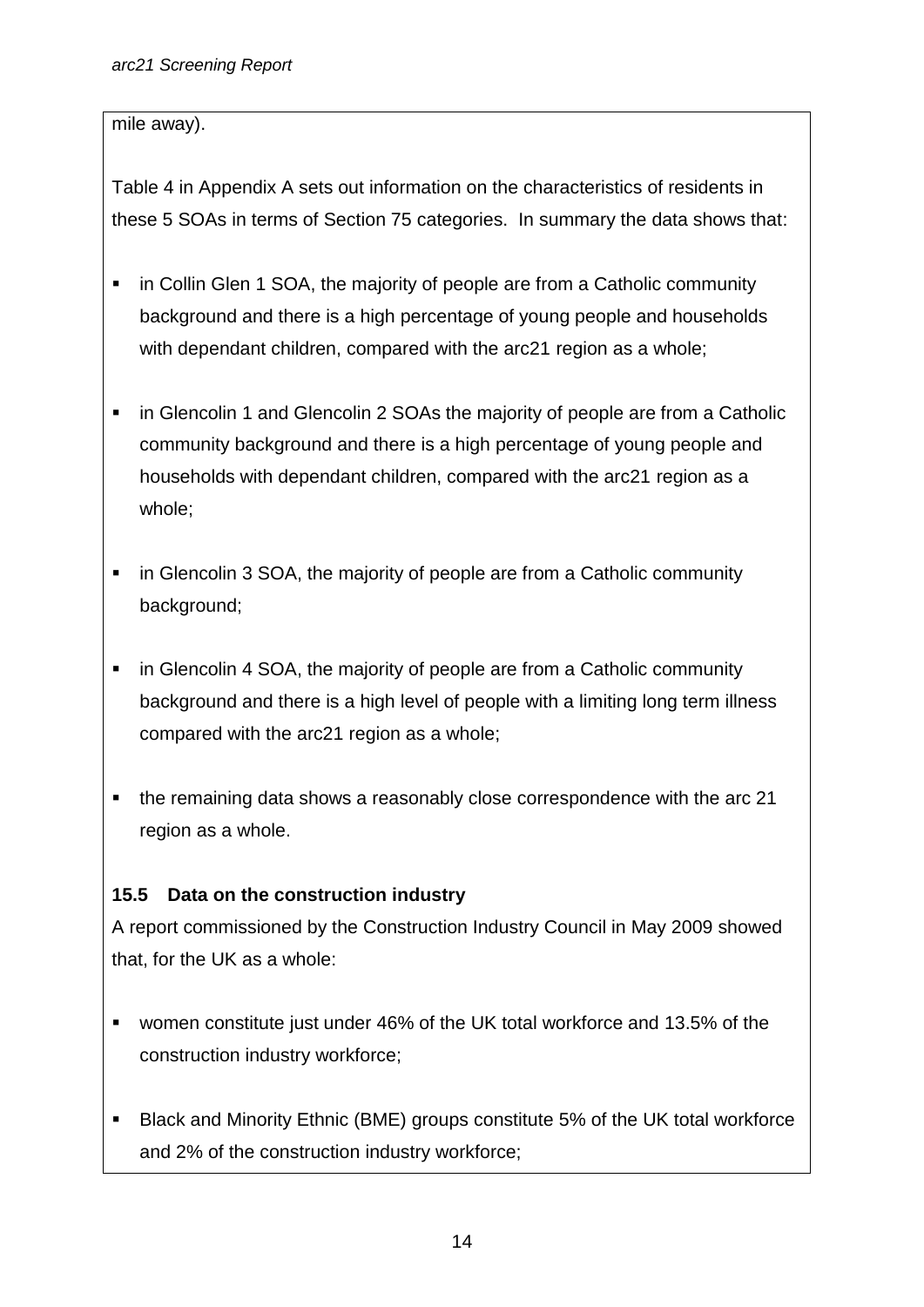mile away).

Table 4 in Appendix A sets out information on the characteristics of residents in these 5 SOAs in terms of Section 75 categories. In summary the data shows that:

- in Collin Glen 1 SOA, the majority of people are from a Catholic community background and there is a high percentage of young people and households with dependant children, compared with the arc21 region as a whole;
- in Glencolin 1 and Glencolin 2 SOAs the majority of people are from a Catholic community background and there is a high percentage of young people and households with dependant children, compared with the arc21 region as a whole;
- in Glencolin 3 SOA, the majority of people are from a Catholic community background;
- in Glencolin 4 SOA, the majority of people are from a Catholic community background and there is a high level of people with a limiting long term illness compared with the arc21 region as a whole;
- the remaining data shows a reasonably close correspondence with the arc 21 region as a whole.

### 15.5 Data on the construction industry

A report commissioned by the Construction Industry Council in May 2009 showed that, for the UK as a whole:

- women constitute just under 46% of the UK total workforce and 13.5% of the construction industry workforce;
- Black and Minority Ethnic (BME) groups constitute 5% of the UK total workforce and 2% of the construction industry workforce;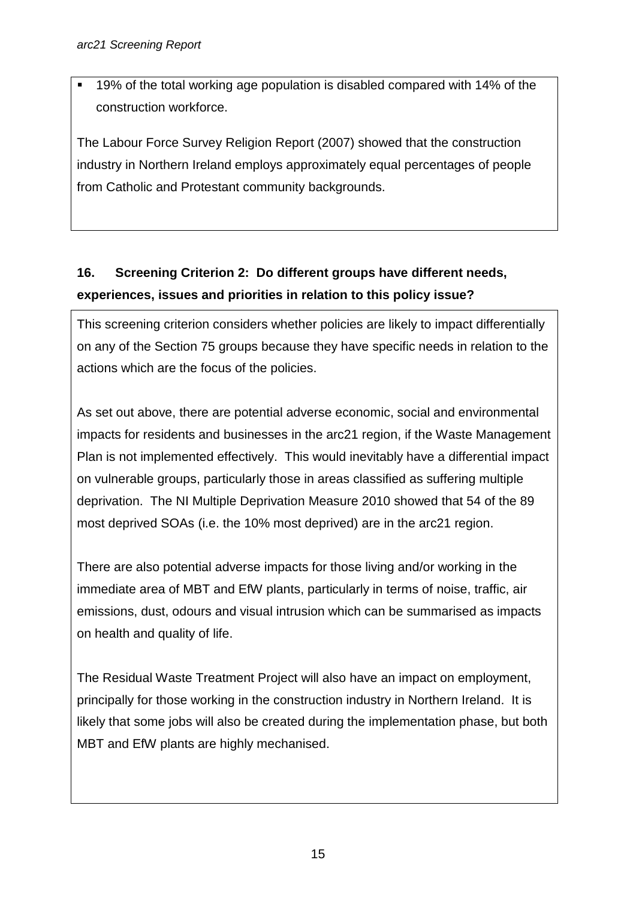- 19% of the total working age population is disabled compared with 14% of the construction workforce.

The Labour Force Survey Religion Report (2007) showed that the construction industry in Northern Ireland employs approximately equal percentages of people from Catholic and Protestant community backgrounds.

**16. Screening Criterion 2: Do different groups have different needs, experiences, issues and priorities in relation to this policy issue?**

This screening criterion considers whether policies are likely to impact differentially on any of the Section 75 groups because they have specific needs in relation to the actions which are the focus of the policies.

As set out above, there are potential adverse economic, social and environmental impacts for residents and businesses in the arc21 region, if the Waste Management Plan is not implemented effectively. This would inevitably have a differential impact on vulnerable groups, particularly those in areas classified as suffering multiple deprivation. The NI Multiple Deprivation Measure 2010 showed that 54 of the 89 most deprived SOAs (i.e. the 10% most deprived) are in the arc21 region.

There are also potential adverse impacts for those living and/or working in the immediate area of MBT and EfW plants, particularly in terms of noise, traffic, air emissions, dust, odours and visual intrusion which can be summarised as impacts on health and quality of life.

The Residual Waste Treatment Project will also have an impact on employment, principally for those working in the construction industry in Northern Ireland. It is likely that some jobs will also be created during the implementation phase, but both MBT and EfW plants are highly mechanised.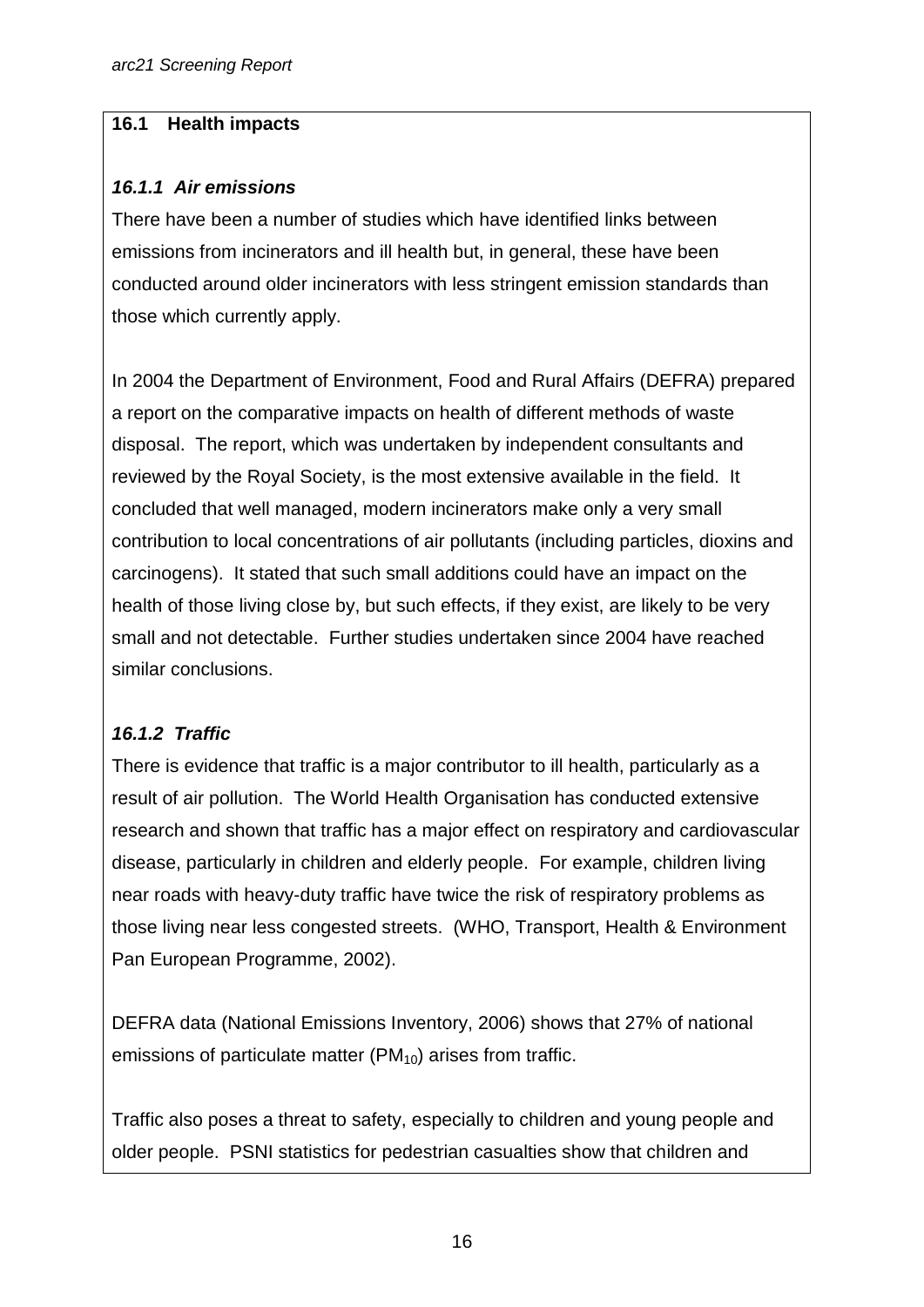## 16.1 Health impacts

### *16.1.1 Air emissions*

There have been a number of studies which have identified links between emissions from incinerators and ill health but, in general, these have been conducted around older incinerators with less stringent emission standards than those which currently apply.

In 2004 the Department of Environment, Food and Rural Affairs (DEFRA) prepared a report on the comparative impacts on health of different methods of waste disposal. The report, which was undertaken by independent consultants and reviewed by the Royal Society, is the most extensive available in the field. It concluded that well managed, modern incinerators make only a very small contribution to local concentrations of air pollutants (including particles, dioxins and carcinogens). It stated that such small additions could have an impact on the health of those living close by, but such effects, if they exist, are likely to be very small and not detectable. Further studies undertaken since 2004 have reached similar conclusions.

### *16.1.2 Traffic*

There is evidence that traffic is a major contributor to ill health, particularly as a result of air pollution. The World Health Organisation has conducted extensive research and shown that traffic has a major effect on respiratory and cardiovascular disease, particularly in children and elderly people. For example, children living near roads with heavy-duty traffic have twice the risk of respiratory problems as those living near less congested streets. (WHO, Transport, Health & Environment Pan European Programme, 2002).

DEFRA data (National Emissions Inventory, 2006) shows that 27% of national emissions of particulate matter ($PM_{10}$) arises from traffic.

Traffic also poses a threat to safety, especially to children and young people and older people. PSNI statistics for pedestrian casualties show that children and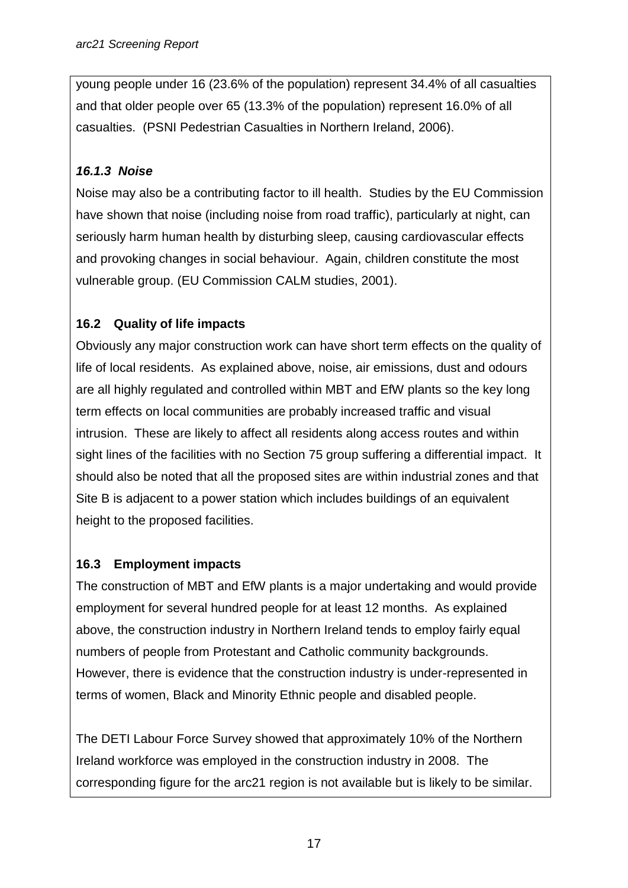young people under 16 (23.6% of the population) represent 34.4% of all casualties and that older people over 65 (13.3% of the population) represent 16.0% of all casualties. (PSNI Pedestrian Casualties in Northern Ireland, 2006).

#### *16.1.3 Noise*

Noise may also be a contributing factor to ill health. Studies by the EU Commission have shown that noise (including noise from road traffic), particularly at night, can seriously harm human health by disturbing sleep, causing cardiovascular effects and provoking changes in social behaviour. Again, children constitute the most vulnerable group. (EU Commission CALM studies, 2001).

### 16.2 Quality of life impacts

Obviously any major construction work can have short term effects on the quality of life of local residents. As explained above, noise, air emissions, dust and odours are all highly regulated and controlled within MBT and EfW plants so the key long term effects on local communities are probably increased traffic and visual intrusion. These are likely to affect all residents along access routes and within sight lines of the facilities with no Section 75 group suffering a differential impact. It should also be noted that all the proposed sites are within industrial zones and that Site B is adjacent to a power station which includes buildings of an equivalent height to the proposed facilities.

### 16.3 Employment impacts

The construction of MBT and EfW plants is a major undertaking and would provide employment for several hundred people for at least 12 months. As explained above, the construction industry in Northern Ireland tends to employ fairly equal numbers of people from Protestant and Catholic community backgrounds. However, there is evidence that the construction industry is under-represented in terms of women, Black and Minority Ethnic people and disabled people.

The DETI Labour Force Survey showed that approximately 10% of the Northern Ireland workforce was employed in the construction industry in 2008. The corresponding figure for the arc21 region is not available but is likely to be similar.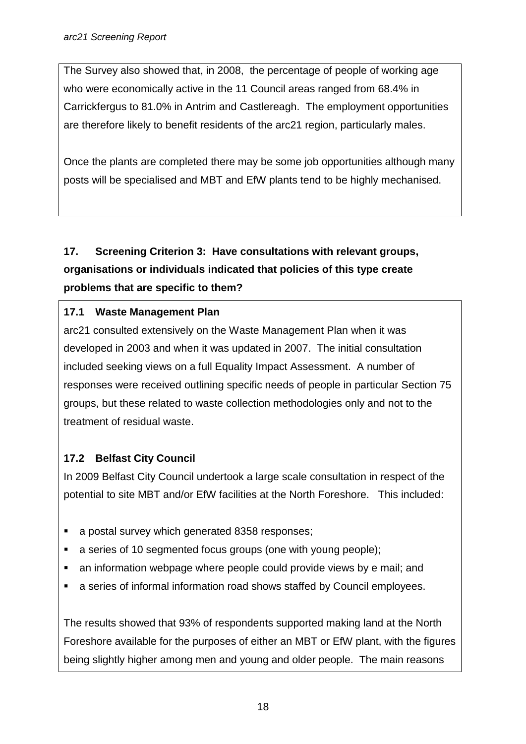The Survey also showed that, in 2008, the percentage of people of working age who were economically active in the 11 Council areas ranged from 68.4% in Carrickfergus to 81.0% in Antrim and Castlereagh. The employment opportunities are therefore likely to benefit residents of the arc21 region, particularly males.

Once the plants are completed there may be some job opportunities although many posts will be specialised and MBT and EfW plants tend to be highly mechanised.

## 17. Screening Criterion 3: Have consultations with relevant groups, organisations or individuals indicated that policies of this type create problems that are specific to them?

### 17.1 Waste Management Plan

arc21 consulted extensively on the Waste Management Plan when it was developed in 2003 and when it was updated in 2007. The initial consultation included seeking views on a full Equality Impact Assessment. A number of responses were received outlining specific needs of people in particular Section 75 groups, but these related to waste collection methodologies only and not to the treatment of residual waste.

### 17.2 Belfast City Council

In 2009 Belfast City Council undertook a large scale consultation in respect of the potential to site MBT and/or EfW facilities at the North Foreshore. This included:

- a postal survey which generated 8358 responses;
- a series of 10 segmented focus groups (one with young people);
- an information webpage where people could provide views by e mail; and
- a series of informal information road shows staffed by Council employees.

The results showed that 93% of respondents supported making land at the North Foreshore available for the purposes of either an MBT or EfW plant, with the figures being slightly higher among men and young and older people. The main reasons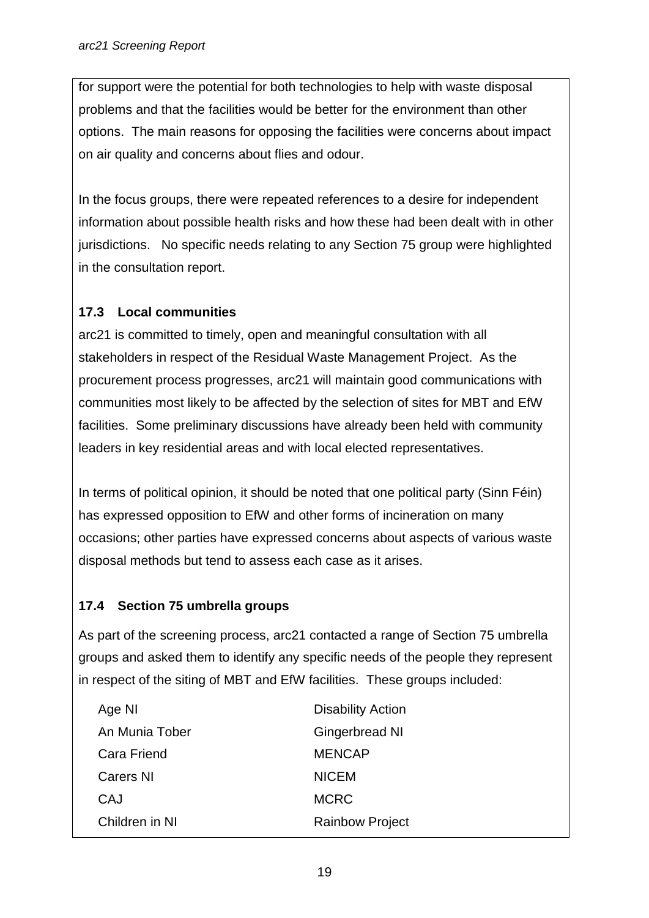for support were the potential for both technologies to help with waste disposal problems and that the facilities would be better for the environment than other options. The main reasons for opposing the facilities were concerns about impact on air quality and concerns about flies and odour.

In the focus groups, there were repeated references to a desire for independent information about possible health risks and how these had been dealt with in other jurisdictions. No specific needs relating to any Section 75 group were highlighted in the consultation report.

### 17.3 Local communities

arc21 is committed to timely, open and meaningful consultation with all stakeholders in respect of the Residual Waste Management Project. As the procurement process progresses, arc21 will maintain good communications with communities most likely to be affected by the selection of sites for MBT and EfW facilities. Some preliminary discussions have already been held with community leaders in key residential areas and with local elected representatives.

In terms of political opinion, it should be noted that one political party (Sinn Féin) has expressed opposition to EfW and other forms of incineration on many occasions; other parties have expressed concerns about aspects of various waste disposal methods but tend to assess each case as it arises.

### 17.4 Section 75 umbrella groups

As part of the screening process, arc21 contacted a range of Section 75 umbrella groups and asked them to identify any specific needs of the people they represent in respect of the siting of MBT and EfW facilities. These groups included:

- Age NI
- An Munia Tober
- Cara Friend
- Carers NI
- CAJ
- Children in NI
- Disability Action
- Gingerbread NI
- MENCAP
- NICEM
- MCRC
- Rainbow Project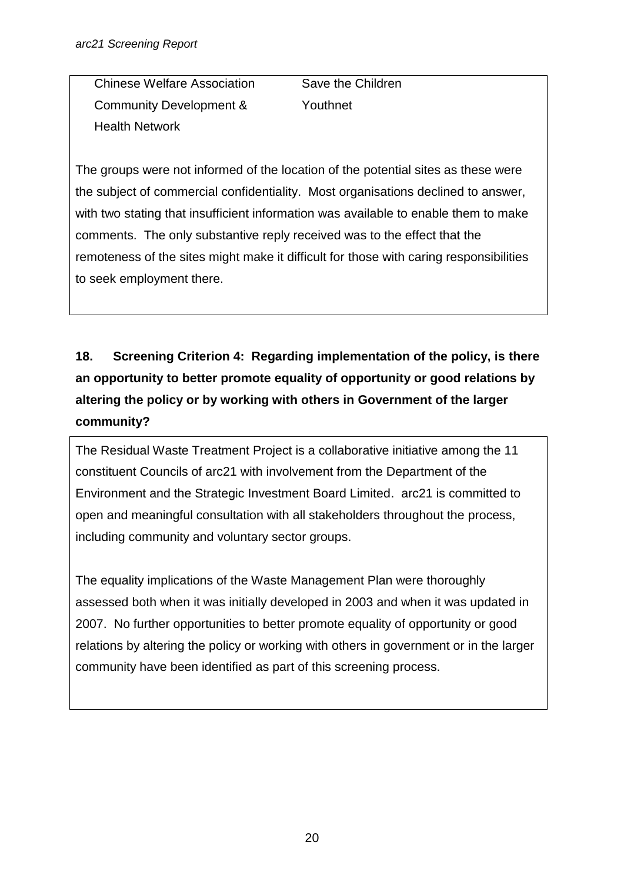| | |
|---|---|
| Chinese Welfare Association | Save the Children |
| Community Development & Health Network | Youthnet |

The groups were not informed of the location of the potential sites as these were the subject of commercial confidentiality. Most organisations declined to answer, with two stating that insufficient information was available to enable them to make comments. The only substantive reply received was to the effect that the remoteness of the sites might make it difficult for those with caring responsibilities to seek employment there.

**18. Screening Criterion 4: Regarding implementation of the policy, is there an opportunity to better promote equality of opportunity or good relations by altering the policy or by working with others in Government of the larger community?**

The Residual Waste Treatment Project is a collaborative initiative among the 11 constituent Councils of arc21 with involvement from the Department of the Environment and the Strategic Investment Board Limited. arc21 is committed to open and meaningful consultation with all stakeholders throughout the process, including community and voluntary sector groups.

The equality implications of the Waste Management Plan were thoroughly assessed both when it was initially developed in 2003 and when it was updated in 2007. No further opportunities to better promote equality of opportunity or good relations by altering the policy or working with others in government or in the larger community have been identified as part of this screening process.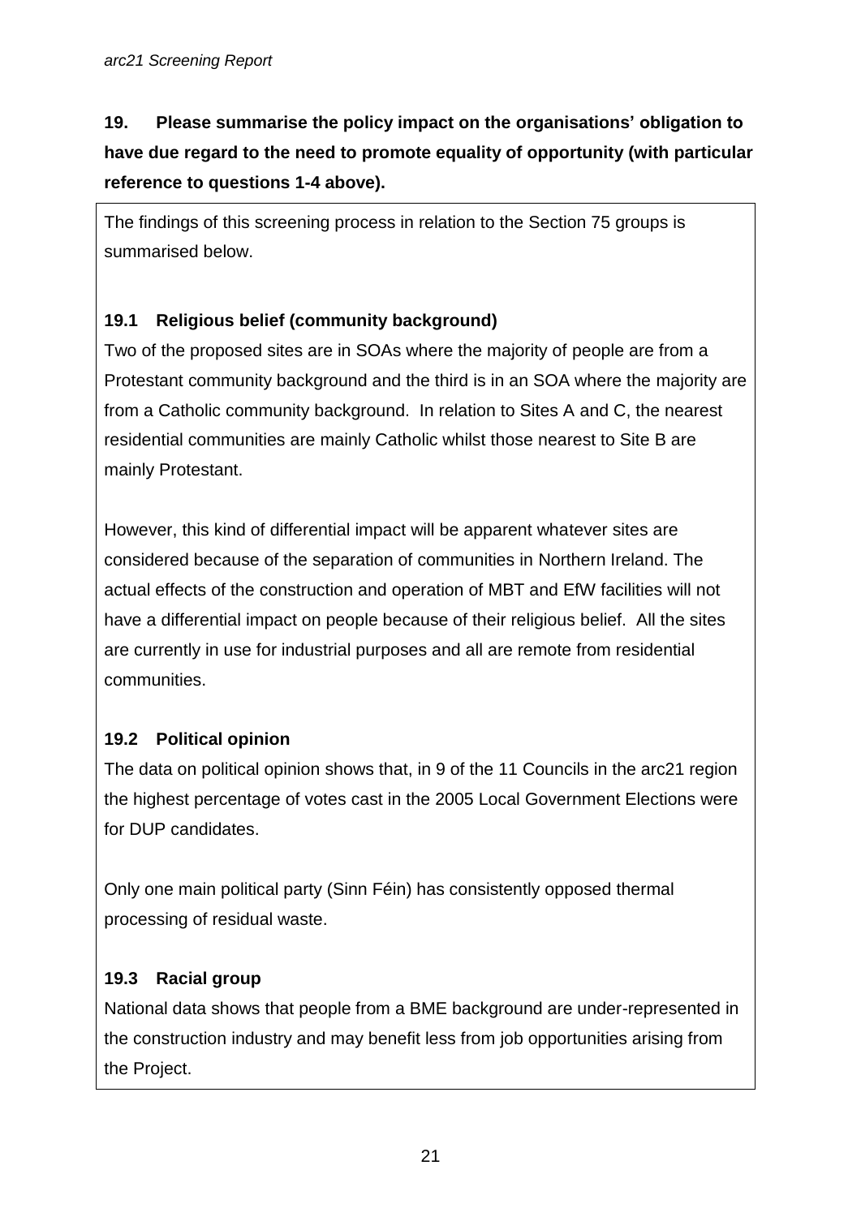**19. Please summarise the policy impact on the organisations' obligation to have due regard to the need to promote equality of opportunity (with particular reference to questions 1-4 above).**

The findings of this screening process in relation to the Section 75 groups is summarised below.

**19.1 Religious belief (community background)**

Two of the proposed sites are in SOAs where the majority of people are from a Protestant community background and the third is in an SOA where the majority are from a Catholic community background. In relation to Sites A and C, the nearest residential communities are mainly Catholic whilst those nearest to Site B are mainly Protestant.

However, this kind of differential impact will be apparent whatever sites are considered because of the separation of communities in Northern Ireland. The actual effects of the construction and operation of MBT and EfW facilities will not have a differential impact on people because of their religious belief. All the sites are currently in use for industrial purposes and all are remote from residential communities.

**19.2 Political opinion**

The data on political opinion shows that, in 9 of the 11 Councils in the arc21 region the highest percentage of votes cast in the 2005 Local Government Elections were for DUP candidates.

Only one main political party (Sinn Féin) has consistently opposed thermal processing of residual waste.

**19.3 Racial group**

National data shows that people from a BME background are under-represented in the construction industry and may benefit less from job opportunities arising from the Project.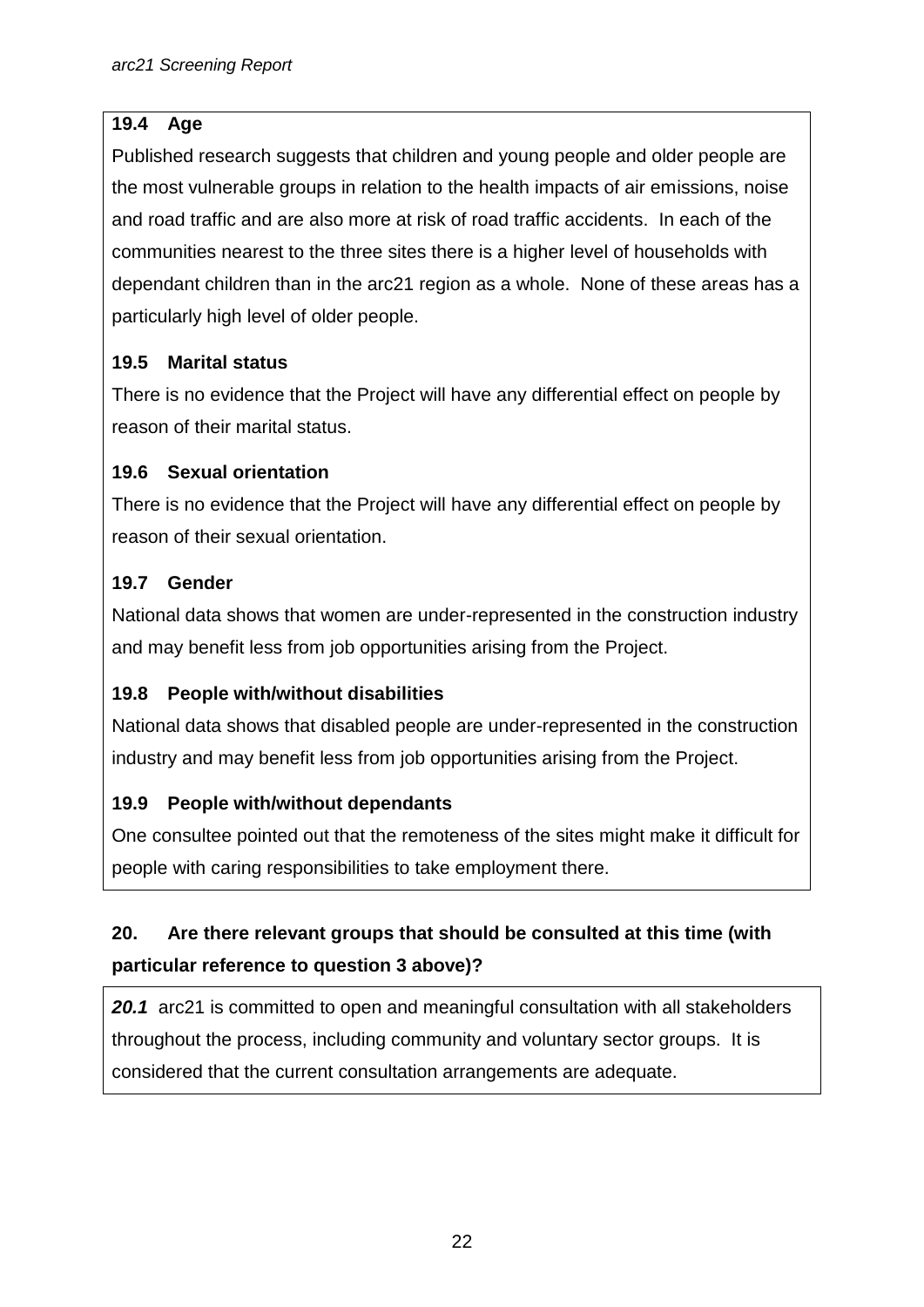**19.4 Age**

Published research suggests that children and young people and older people are the most vulnerable groups in relation to the health impacts of air emissions, noise and road traffic and are also more at risk of road traffic accidents. In each of the communities nearest to the three sites there is a higher level of households with dependant children than in the arc21 region as a whole. None of these areas has a particularly high level of older people.

**19.5 Marital status**

There is no evidence that the Project will have any differential effect on people by reason of their marital status.

**19.6 Sexual orientation**

There is no evidence that the Project will have any differential effect on people by reason of their sexual orientation.

**19.7 Gender**

National data shows that women are under-represented in the construction industry and may benefit less from job opportunities arising from the Project.

**19.8 People with/without disabilities**

National data shows that disabled people are under-represented in the construction industry and may benefit less from job opportunities arising from the Project.

**19.9 People with/without dependants**

One consultee pointed out that the remoteness of the sites might make it difficult for people with caring responsibilities to take employment there.

## 20. Are there relevant groups that should be consulted at this time (with particular reference to question 3 above)?

***20.1*** arc21 is committed to open and meaningful consultation with all stakeholders throughout the process, including community and voluntary sector groups. It is considered that the current consultation arrangements are adequate.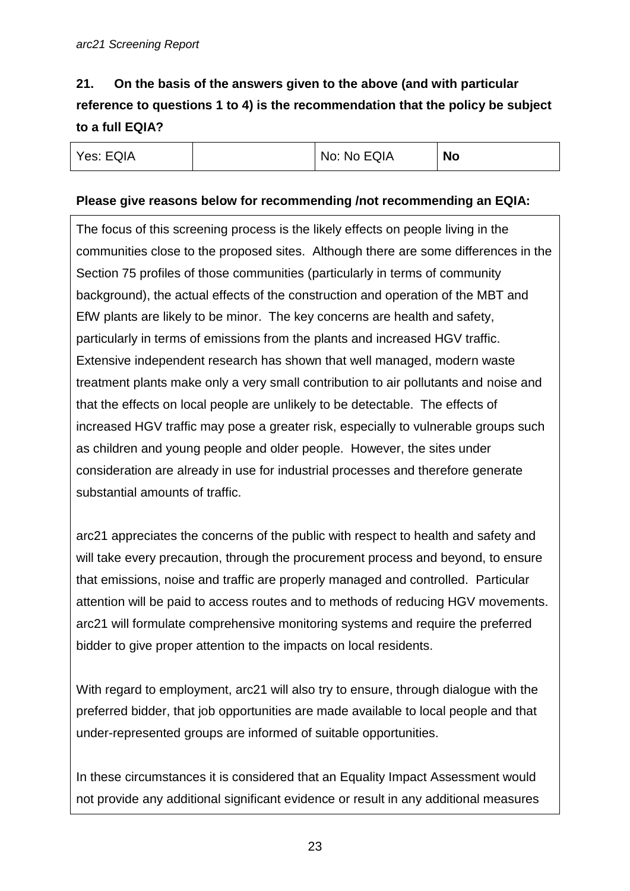**21. On the basis of the answers given to the above (and with particular reference to questions 1 to 4) is the recommendation that the policy be subject to a full EQIA?**

| Yes: EQIA | | No: No EQIA | **No** |
|---|---|---|---|

**Please give reasons below for recommending /not recommending an EQIA:**

The focus of this screening process is the likely effects on people living in the communities close to the proposed sites. Although there are some differences in the Section 75 profiles of those communities (particularly in terms of community background), the actual effects of the construction and operation of the MBT and EfW plants are likely to be minor. The key concerns are health and safety, particularly in terms of emissions from the plants and increased HGV traffic. Extensive independent research has shown that well managed, modern waste treatment plants make only a very small contribution to air pollutants and noise and that the effects on local people are unlikely to be detectable. The effects of increased HGV traffic may pose a greater risk, especially to vulnerable groups such as children and young people and older people. However, the sites under consideration are already in use for industrial processes and therefore generate substantial amounts of traffic.

arc21 appreciates the concerns of the public with respect to health and safety and will take every precaution, through the procurement process and beyond, to ensure that emissions, noise and traffic are properly managed and controlled. Particular attention will be paid to access routes and to methods of reducing HGV movements. arc21 will formulate comprehensive monitoring systems and require the preferred bidder to give proper attention to the impacts on local residents.

With regard to employment, arc21 will also try to ensure, through dialogue with the preferred bidder, that job opportunities are made available to local people and that under-represented groups are informed of suitable opportunities.

In these circumstances it is considered that an Equality Impact Assessment would not provide any additional significant evidence or result in any additional measures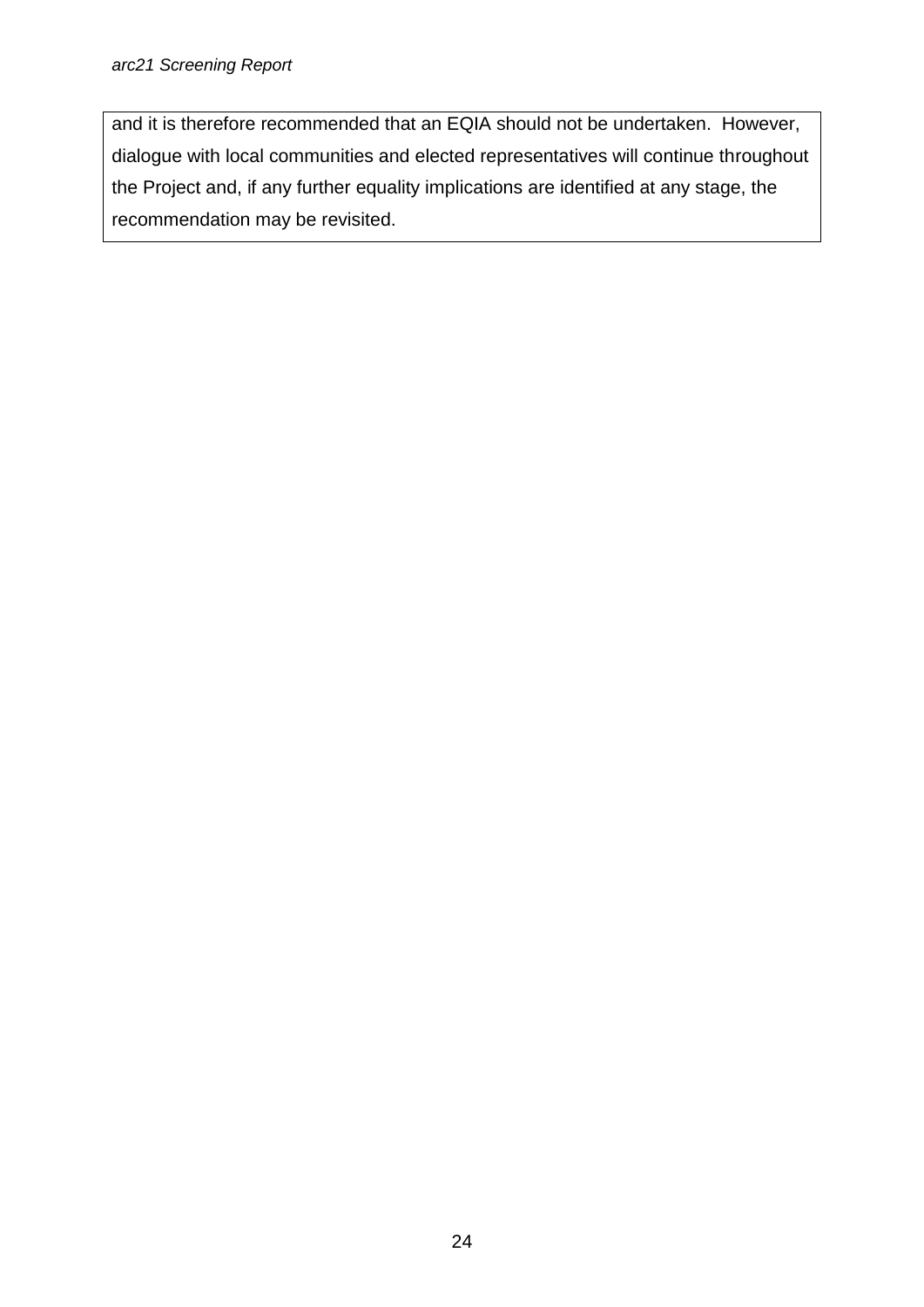and it is therefore recommended that an EQIA should not be undertaken. However, dialogue with local communities and elected representatives will continue throughout the Project and, if any further equality implications are identified at any stage, the recommendation may be revisited.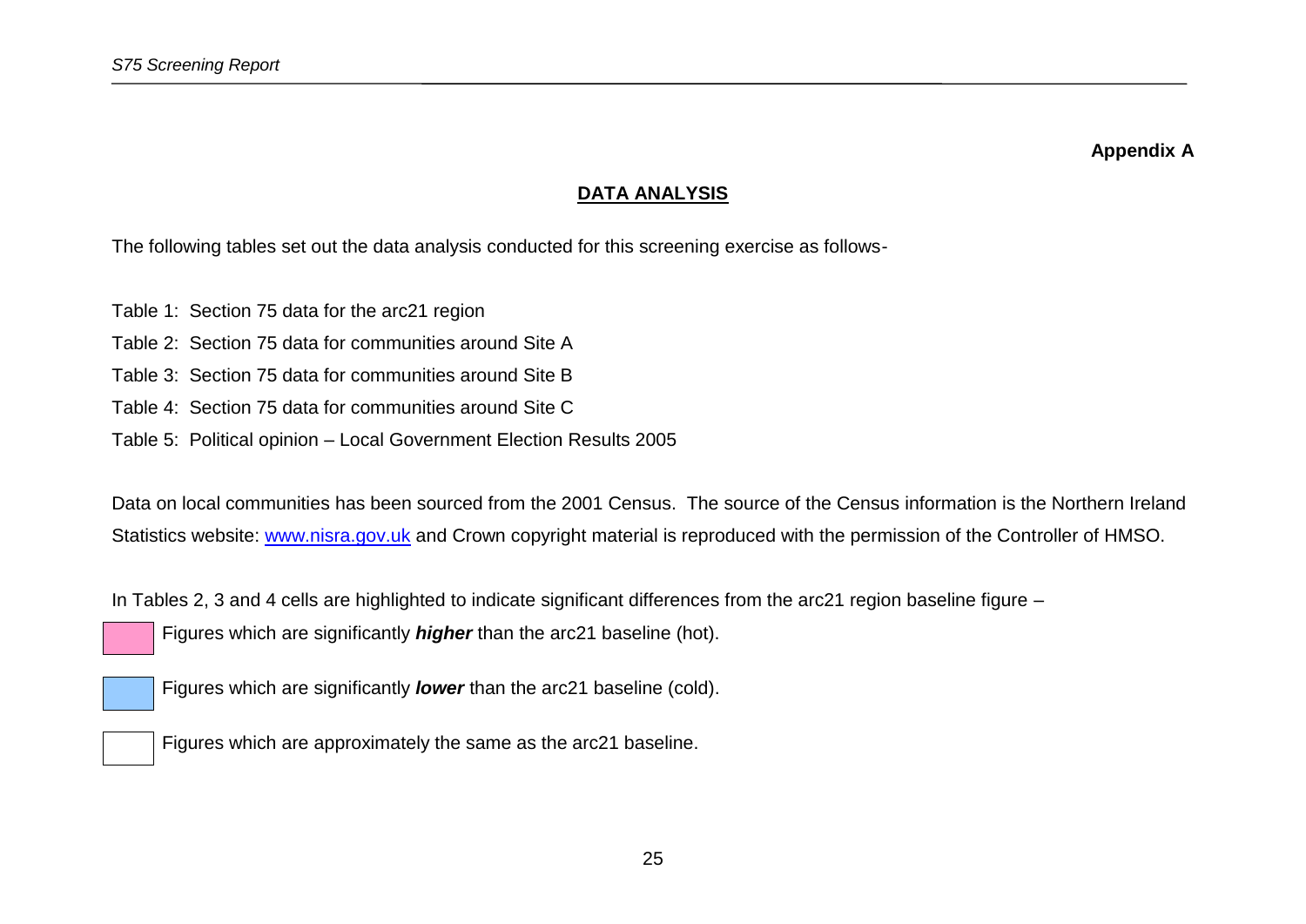**Appendix A**

## DATA ANALYSIS

The following tables set out the data analysis conducted for this screening exercise as follows-

Table 1: Section 75 data for the arc21 region

Table 2: Section 75 data for communities around Site A

Table 3: Section 75 data for communities around Site B

Table 4: Section 75 data for communities around Site C

Table 5: Political opinion – Local Government Election Results 2005

Data on local communities has been sourced from the 2001 Census. The source of the Census information is the Northern Ireland Statistics website: [www.nisra.gov.uk](http://www.nisra.gov.uk) and Crown copyright material is reproduced with the permission of the Controller of HMSO.

In Tables 2, 3 and 4 cells are highlighted to indicate significant differences from the arc21 region baseline figure –

Figures which are significantly ***higher*** than the arc21 baseline (hot).

Figures which are significantly ***lower*** than the arc21 baseline (cold).

Figures which are approximately the same as the arc21 baseline.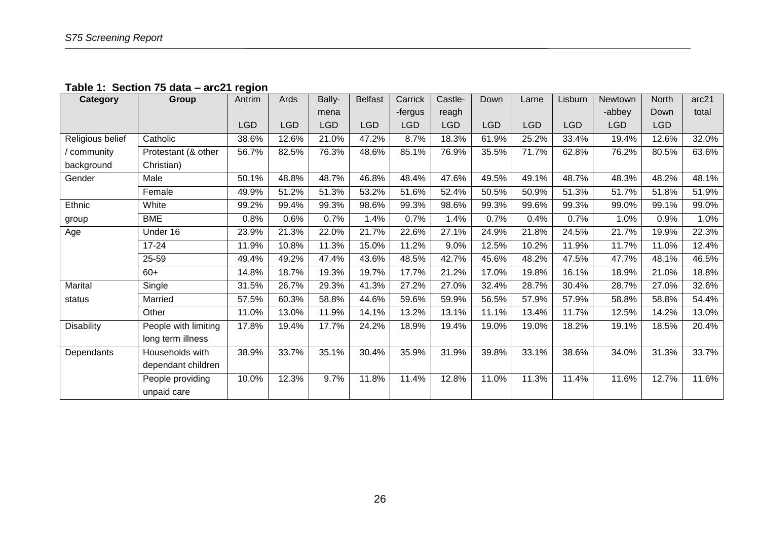**Table 1: Section 75 data – arc21 region**

| Category | Group | Antrim LGD | Ards LGD | Bally-mena LGD | Belfast LGD | Carrick-fergus LGD | Castle-reagh LGD | Down LGD | Larne LGD | Lisburn LGD | Newtown-abbey LGD | North Down LGD | arc21 total |
|---|---|---|---|---|---|---|---|---|---|---|---|---|---|
| Religious belief / community background | Catholic | 38.6% | 12.6% | 21.0% | 47.2% | 8.7% | 18.3% | 61.9% | 25.2% | 33.4% | 19.4% | 12.6% | 32.0% |
| | Protestant (& other Christian) | 56.7% | 82.5% | 76.3% | 48.6% | 85.1% | 76.9% | 35.5% | 71.7% | 62.8% | 76.2% | 80.5% | 63.6% |
| Gender | Male | 50.1% | 48.8% | 48.7% | 46.8% | 48.4% | 47.6% | 49.5% | 49.1% | 48.7% | 48.3% | 48.2% | 48.1% |
| | Female | 49.9% | 51.2% | 51.3% | 53.2% | 51.6% | 52.4% | 50.5% | 50.9% | 51.3% | 51.7% | 51.8% | 51.9% |
| Ethnic group | White | 99.2% | 99.4% | 99.3% | 98.6% | 99.3% | 98.6% | 99.3% | 99.6% | 99.3% | 99.0% | 99.1% | 99.0% |
| | BME | 0.8% | 0.6% | 0.7% | 1.4% | 0.7% | 1.4% | 0.7% | 0.4% | 0.7% | 1.0% | 0.9% | 1.0% |
| Age | Under 16 | 23.9% | 21.3% | 22.0% | 21.7% | 22.6% | 27.1% | 24.9% | 21.8% | 24.5% | 21.7% | 19.9% | 22.3% |
| | 17-24 | 11.9% | 10.8% | 11.3% | 15.0% | 11.2% | 9.0% | 12.5% | 10.2% | 11.9% | 11.7% | 11.0% | 12.4% |
| | 25-59 | 49.4% | 49.2% | 47.4% | 43.6% | 48.5% | 42.7% | 45.6% | 48.2% | 47.5% | 47.7% | 48.1% | 46.5% |
| | 60+ | 14.8% | 18.7% | 19.3% | 19.7% | 17.7% | 21.2% | 17.0% | 19.8% | 16.1% | 18.9% | 21.0% | 18.8% |
| Marital status | Single | 31.5% | 26.7% | 29.3% | 41.3% | 27.2% | 27.0% | 32.4% | 28.7% | 30.4% | 28.7% | 27.0% | 32.6% |
| | Married | 57.5% | 60.3% | 58.8% | 44.6% | 59.6% | 59.9% | 56.5% | 57.9% | 57.9% | 58.8% | 58.8% | 54.4% |
| | Other | 11.0% | 13.0% | 11.9% | 14.1% | 13.2% | 13.1% | 11.1% | 13.4% | 11.7% | 12.5% | 14.2% | 13.0% |
| Disability | People with limiting long term illness | 17.8% | 19.4% | 17.7% | 24.2% | 18.9% | 19.4% | 19.0% | 19.0% | 18.2% | 19.1% | 18.5% | 20.4% |
| Dependants | Households with dependant children | 38.9% | 33.7% | 35.1% | 30.4% | 35.9% | 31.9% | 39.8% | 33.1% | 38.6% | 34.0% | 31.3% | 33.7% |
| | People providing unpaid care | 10.0% | 12.3% | 9.7% | 11.8% | 11.4% | 12.8% | 11.0% | 11.3% | 11.4% | 11.6% | 12.7% | 11.6% |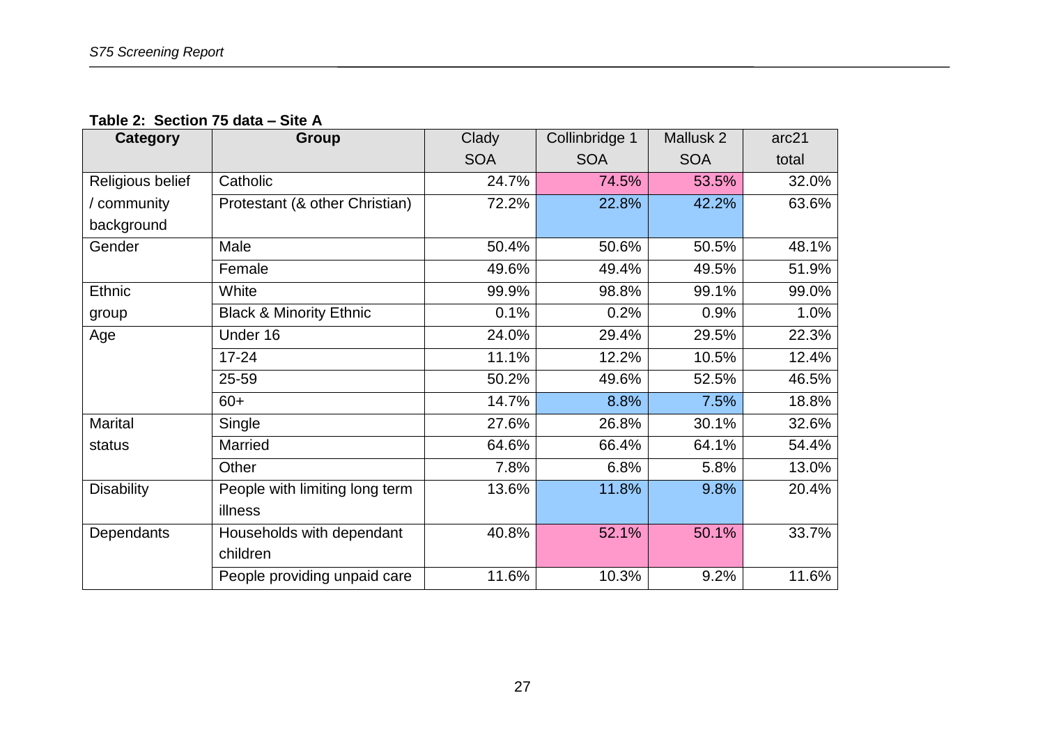**Table 2: Section 75 data – Site A**

| Category | Group | Clady SOA | Collinbridge 1 SOA | Mallusk 2 SOA | arc21 total |
|---|---|---|---|---|---|
| Religious belief / community background | Catholic | 24.7% | 74.5% | 53.5% | 32.0% |
| | Protestant (& other Christian) | 72.2% | 22.8% | 42.2% | 63.6% |
| Gender | Male | 50.4% | 50.6% | 50.5% | 48.1% |
| | Female | 49.6% | 49.4% | 49.5% | 51.9% |
| Ethnic group | White | 99.9% | 98.8% | 99.1% | 99.0% |
| | Black & Minority Ethnic | 0.1% | 0.2% | 0.9% | 1.0% |
| Age | Under 16 | 24.0% | 29.4% | 29.5% | 22.3% |
| | 17-24 | 11.1% | 12.2% | 10.5% | 12.4% |
| | 25-59 | 50.2% | 49.6% | 52.5% | 46.5% |
| | 60+ | 14.7% | 8.8% | 7.5% | 18.8% |
| Marital status | Single | 27.6% | 26.8% | 30.1% | 32.6% |
| | Married | 64.6% | 66.4% | 64.1% | 54.4% |
| | Other | 7.8% | 6.8% | 5.8% | 13.0% |
| Disability | People with limiting long term illness | 13.6% | 11.8% | 9.8% | 20.4% |
| Dependants | Households with dependant children | 40.8% | 52.1% | 50.1% | 33.7% |
| | People providing unpaid care | 11.6% | 10.3% | 9.2% | 11.6% |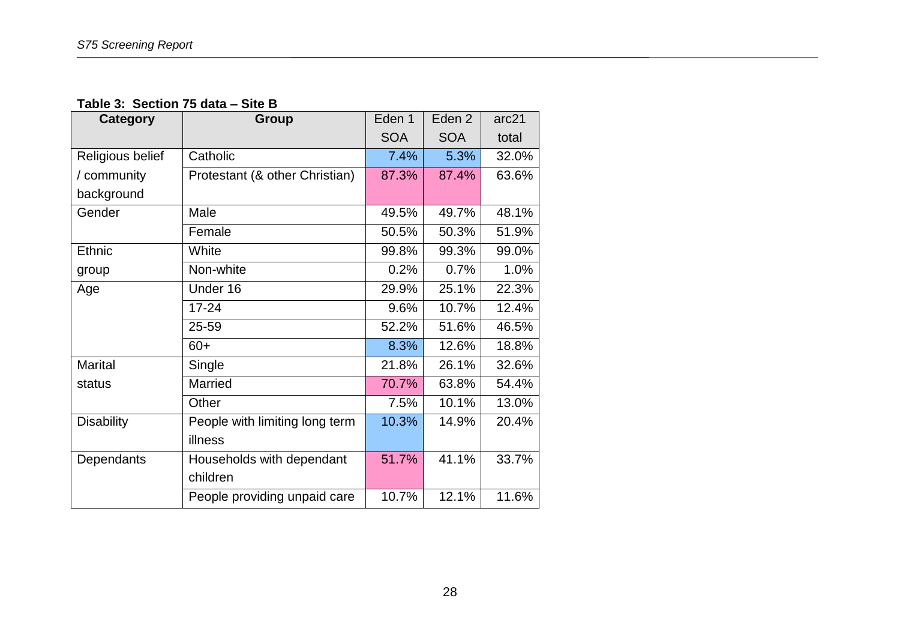**Table 3: Section 75 data – Site B**

| Category | Group | Eden 1 SOA | Eden 2 SOA | arc21 total |
|---|---|---|---|---|
| Religious belief / community background | Catholic | 7.4% | 5.3% | 32.0% |
| | Protestant (& other Christian) | 87.3% | 87.4% | 63.6% |
| Gender | Male | 49.5% | 49.7% | 48.1% |
| | Female | 50.5% | 50.3% | 51.9% |
| Ethnic group | White | 99.8% | 99.3% | 99.0% |
| | Non-white | 0.2% | 0.7% | 1.0% |
| Age | Under 16 | 29.9% | 25.1% | 22.3% |
| | 17-24 | 9.6% | 10.7% | 12.4% |
| | 25-59 | 52.2% | 51.6% | 46.5% |
| | 60+ | 8.3% | 12.6% | 18.8% |
| Marital status | Single | 21.8% | 26.1% | 32.6% |
| | Married | 70.7% | 63.8% | 54.4% |
| | Other | 7.5% | 10.1% | 13.0% |
| Disability | People with limiting long term illness | 10.3% | 14.9% | 20.4% |
| Dependants | Households with dependant children | 51.7% | 41.1% | 33.7% |
| | People providing unpaid care | 10.7% | 12.1% | 11.6% |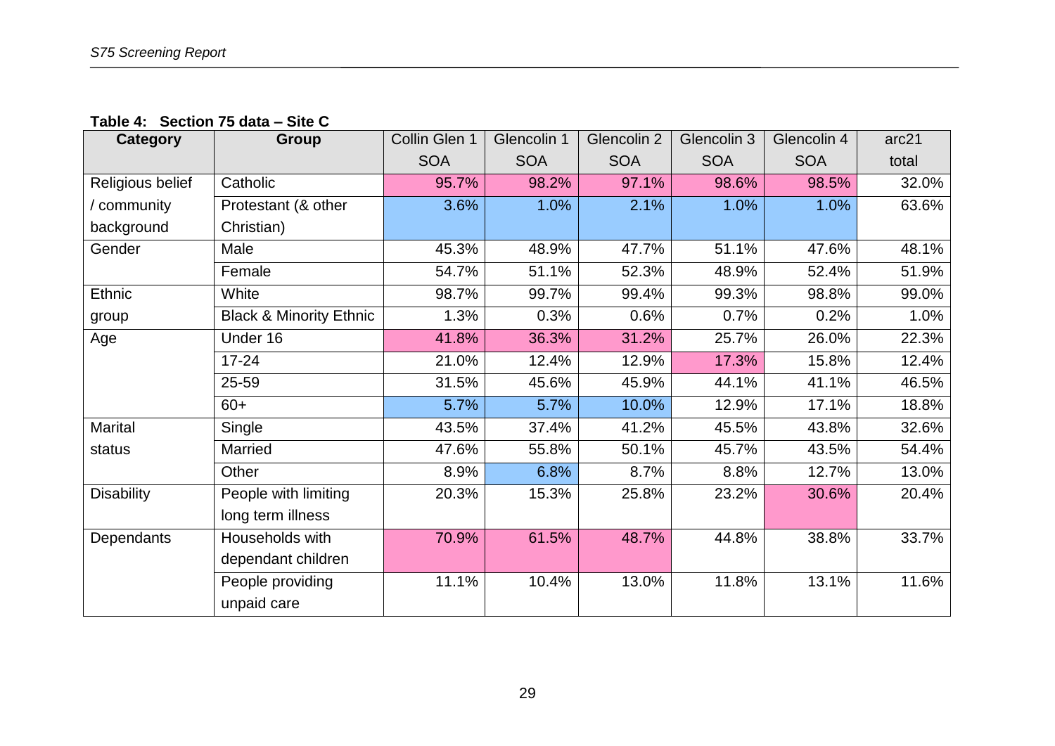**Table 4: Section 75 data – Site C**

| Category | Group | Collin Glen 1 SOA | Glencolin 1 SOA | Glencolin 2 SOA | Glencolin 3 SOA | Glencolin 4 SOA | arc21 total |
|---|---|---|---|---|---|---|---|
| Religious belief / community background | Catholic | 95.7% | 98.2% | 97.1% | 98.6% | 98.5% | 32.0% |
| | Protestant (& other Christian) | 3.6% | 1.0% | 2.1% | 1.0% | 1.0% | 63.6% |
| Gender | Male | 45.3% | 48.9% | 47.7% | 51.1% | 47.6% | 48.1% |
| | Female | 54.7% | 51.1% | 52.3% | 48.9% | 52.4% | 51.9% |
| Ethnic group | White | 98.7% | 99.7% | 99.4% | 99.3% | 98.8% | 99.0% |
| | Black & Minority Ethnic | 1.3% | 0.3% | 0.6% | 0.7% | 0.2% | 1.0% |
| Age | Under 16 | 41.8% | 36.3% | 31.2% | 25.7% | 26.0% | 22.3% |
| | 17-24 | 21.0% | 12.4% | 12.9% | 17.3% | 15.8% | 12.4% |
| | 25-59 | 31.5% | 45.6% | 45.9% | 44.1% | 41.1% | 46.5% |
| | 60+ | 5.7% | 5.7% | 10.0% | 12.9% | 17.1% | 18.8% |
| Marital status | Single | 43.5% | 37.4% | 41.2% | 45.5% | 43.8% | 32.6% |
| | Married | 47.6% | 55.8% | 50.1% | 45.7% | 43.5% | 54.4% |
| | Other | 8.9% | 6.8% | 8.7% | 8.8% | 12.7% | 13.0% |
| Disability | People with limiting long term illness | 20.3% | 15.3% | 25.8% | 23.2% | 30.6% | 20.4% |
| Dependants | Households with dependant children | 70.9% | 61.5% | 48.7% | 44.8% | 38.8% | 33.7% |
| | People providing unpaid care | 11.1% | 10.4% | 13.0% | 11.8% | 13.1% | 11.6% |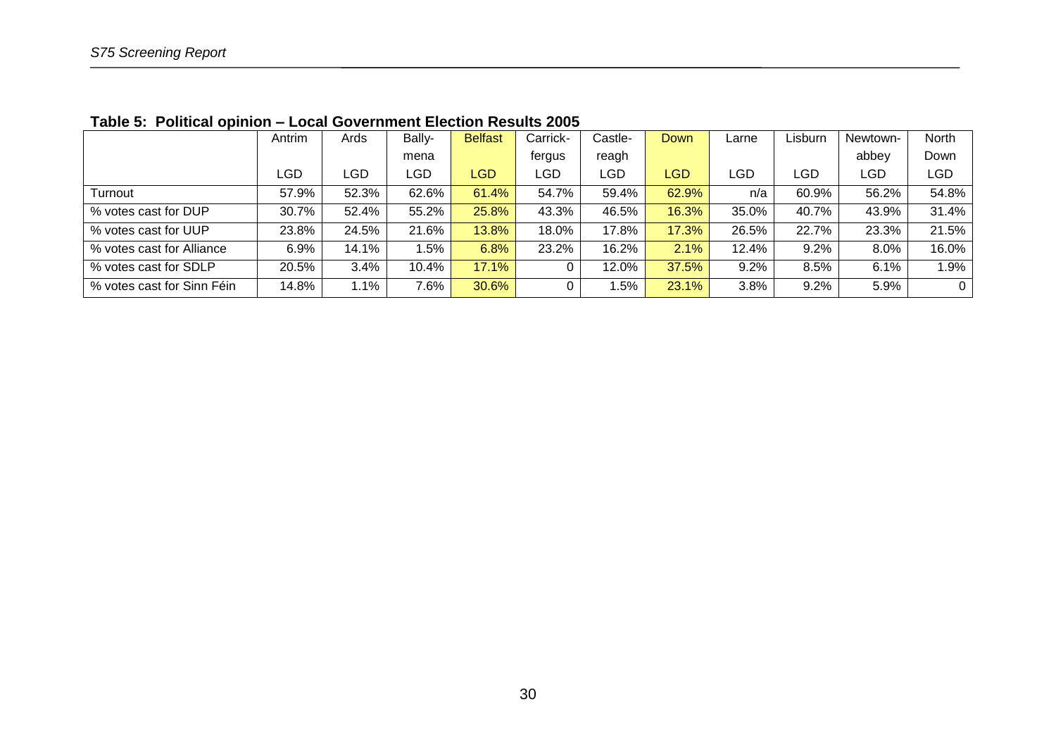**Table 5: Political opinion – Local Government Election Results 2005**

| | Antrim LGD | Ards LGD | Bally-mena LGD | Belfast LGD | Carrick-fergus LGD | Castle-reagh LGD | Down LGD | Larne LGD | Lisburn LGD | Newtown-abbey LGD | North Down LGD |
|---|---|---|---|---|---|---|---|---|---|---|---|
| Turnout | 57.9% | 52.3% | 62.6% | 61.4% | 54.7% | 59.4% | 62.9% | n/a | 60.9% | 56.2% | 54.8% |
| % votes cast for DUP | 30.7% | 52.4% | 55.2% | 25.8% | 43.3% | 46.5% | 16.3% | 35.0% | 40.7% | 43.9% | 31.4% |
| % votes cast for UUP | 23.8% | 24.5% | 21.6% | 13.8% | 18.0% | 17.8% | 17.3% | 26.5% | 22.7% | 23.3% | 21.5% |
| % votes cast for Alliance | 6.9% | 14.1% | 1.5% | 6.8% | 23.2% | 16.2% | 2.1% | 12.4% | 9.2% | 8.0% | 16.0% |
| % votes cast for SDLP | 20.5% | 3.4% | 10.4% | 17.1% | 0 | 12.0% | 37.5% | 9.2% | 8.5% | 6.1% | 1.9% |
| % votes cast for Sinn Féin | 14.8% | 1.1% | 7.6% | 30.6% | 0 | 1.5% | 23.1% | 3.8% | 9.2% | 5.9% | 0 |